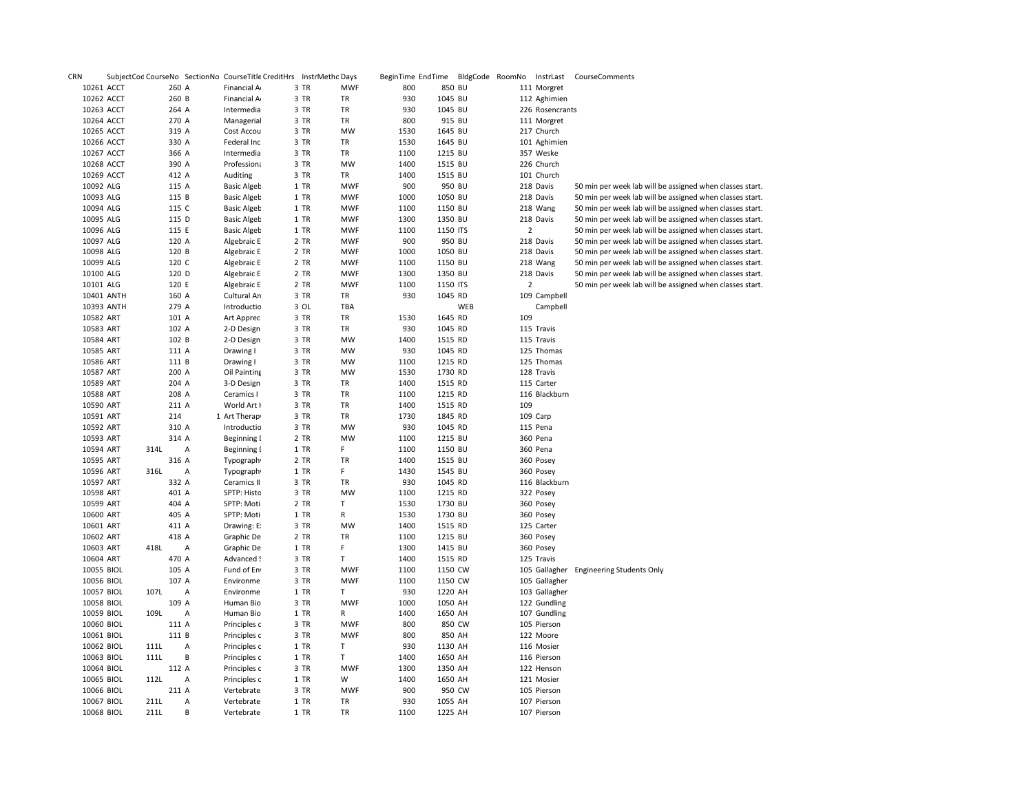| CRN | SubjectCod | CourseNo | SectionNo | CourseTitle | CreditHrs | InstrMethc | Days | BeginTime | EndTime | BldgCode | RoomNo | InstrLast | CourseComments |
|---|---|---|---|---|---|---|---|---|---|---|---|---|---|
| 10261 | ACCT | 260 | A | Financial A | 3 | TR | MWF | 800 | 850 | BU | 111 | Morgret | |
| 10262 | ACCT | 260 | B | Financial A | 3 | TR | TR | 930 | 1045 | BU | 112 | Aghimien | |
| 10263 | ACCT | 264 | A | Intermedia | 3 | TR | TR | 930 | 1045 | BU | 226 | Rosencrants | |
| 10264 | ACCT | 270 | A | Managerial | 3 | TR | TR | 800 | 915 | BU | 111 | Morgret | |
| 10265 | ACCT | 319 | A | Cost Accou | 3 | TR | MW | 1530 | 1645 | BU | 217 | Church | |
| 10266 | ACCT | 330 | A | Federal Inc | 3 | TR | TR | 1530 | 1645 | BU | 101 | Aghimien | |
| 10267 | ACCT | 366 | A | Intermedia | 3 | TR | TR | 1100 | 1215 | BU | 357 | Weske | |
| 10268 | ACCT | 390 | A | Profession | 3 | TR | MW | 1400 | 1515 | BU | 226 | Church | |
| 10269 | ACCT | 412 | A | Auditing | 3 | TR | TR | 1400 | 1515 | BU | 101 | Church | |
| 10092 | ALG | 115 | A | Basic Algeb | 1 | TR | MWF | 900 | 950 | BU | 218 | Davis | 50 min per week lab will be assigned when classes start. |
| 10093 | ALG | 115 | B | Basic Algeb | 1 | TR | MWF | 1000 | 1050 | BU | 218 | Davis | 50 min per week lab will be assigned when classes start. |
| 10094 | ALG | 115 | C | Basic Algeb | 1 | TR | MWF | 1100 | 1150 | BU | 218 | Wang | 50 min per week lab will be assigned when classes start. |
| 10095 | ALG | 115 | D | Basic Algeb | 1 | TR | MWF | 1300 | 1350 | BU | 218 | Davis | 50 min per week lab will be assigned when classes start. |
| 10096 | ALG | 115 | E | Basic Algeb | 1 | TR | MWF | 1100 | 1150 | ITS | 2 | | 50 min per week lab will be assigned when classes start. |
| 10097 | ALG | 120 | A | Algebraic E | 2 | TR | MWF | 900 | 950 | BU | 218 | Davis | 50 min per week lab will be assigned when classes start. |
| 10098 | ALG | 120 | B | Algebraic E | 2 | TR | MWF | 1000 | 1050 | BU | 218 | Davis | 50 min per week lab will be assigned when classes start. |
| 10099 | ALG | 120 | C | Algebraic E | 2 | TR | MWF | 1100 | 1150 | BU | 218 | Wang | 50 min per week lab will be assigned when classes start. |
| 10100 | ALG | 120 | D | Algebraic E | 2 | TR | MWF | 1300 | 1350 | BU | 218 | Davis | 50 min per week lab will be assigned when classes start. |
| 10101 | ALG | 120 | E | Algebraic E | 2 | TR | MWF | 1100 | 1150 | ITS | 2 | | 50 min per week lab will be assigned when classes start. |
| 10401 | ANTH | 160 | A | Cultural An | 3 | TR | TR | 930 | 1045 | RD | 109 | Campbell | |
| 10393 | ANTH | 279 | A | Introductio | 3 | OL | TBA | | | WEB | | Campbell | |
| 10582 | ART | 101 | A | Art Apprec | 3 | TR | TR | 1530 | 1645 | RD | 109 | | |
| 10583 | ART | 102 | A | 2-D Design | 3 | TR | TR | 930 | 1045 | RD | 115 | Travis | |
| 10584 | ART | 102 | B | 2-D Design | 3 | TR | MW | 1400 | 1515 | RD | 115 | Travis | |
| 10585 | ART | 111 | A | Drawing I | 3 | TR | MW | 930 | 1045 | RD | 125 | Thomas | |
| 10586 | ART | 111 | B | Drawing I | 3 | TR | MW | 1100 | 1215 | RD | 125 | Thomas | |
| 10587 | ART | 200 | A | Oil Painting | 3 | TR | MW | 1530 | 1730 | RD | 128 | Travis | |
| 10589 | ART | 204 | A | 3-D Design | 3 | TR | TR | 1400 | 1515 | RD | 115 | Carter | |
| 10588 | ART | 208 | A | Ceramics I | 3 | TR | TR | 1100 | 1215 | RD | 116 | Blackburn | |
| 10590 | ART | 211 | A | World Art I | 3 | TR | TR | 1400 | 1515 | RD | 109 | | |
| 10591 | ART | 214 | 1 | Art Therap | 3 | TR | TR | 1730 | 1845 | RD | 109 | Carp | |
| 10592 | ART | 310 | A | Introductio | 3 | TR | MW | 930 | 1045 | RD | 115 | Pena | |
| 10593 | ART | 314 | A | Beginning I | 2 | TR | MW | 1100 | 1215 | BU | 360 | Pena | |
| 10594 | ART | 314L | A | Beginning I | 1 | TR | F | 1100 | 1150 | BU | 360 | Pena | |
| 10595 | ART | 316 | A | Typograph | 2 | TR | TR | 1400 | 1515 | BU | 360 | Posey | |
| 10596 | ART | 316L | A | Typograph | 1 | TR | F | 1430 | 1545 | BU | 360 | Posey | |
| 10597 | ART | 332 | A | Ceramics II | 3 | TR | TR | 930 | 1045 | RD | 116 | Blackburn | |
| 10598 | ART | 401 | A | SPTP: Histo | 3 | TR | MW | 1100 | 1215 | RD | 322 | Posey | |
| 10599 | ART | 404 | A | SPTP: Moti | 2 | TR | T | 1530 | 1730 | BU | 360 | Posey | |
| 10600 | ART | 405 | A | SPTP: Moti | 1 | TR | R | 1530 | 1730 | BU | 360 | Posey | |
| 10601 | ART | 411 | A | Drawing: E | 3 | TR | MW | 1400 | 1515 | RD | 125 | Carter | |
| 10602 | ART | 418 | A | Graphic De | 2 | TR | TR | 1100 | 1215 | BU | 360 | Posey | |
| 10603 | ART | 418L | A | Graphic De | 1 | TR | F | 1300 | 1415 | BU | 360 | Posey | |
| 10604 | ART | 470 | A | Advanced S | 3 | TR | T | 1400 | 1515 | RD | 125 | Travis | |
| 10055 | BIOL | 105 | A | Fund of En | 3 | TR | MWF | 1100 | 1150 | CW | 105 | Gallagher | Engineering Students Only |
| 10056 | BIOL | 107 | A | Environme | 3 | TR | MWF | 1100 | 1150 | CW | 105 | Gallagher | |
| 10057 | BIOL | 107L | A | Environme | 1 | TR | T | 930 | 1220 | AH | 103 | Gallagher | |
| 10058 | BIOL | 109 | A | Human Bio | 3 | TR | MWF | 1000 | 1050 | AH | 122 | Gundling | |
| 10059 | BIOL | 109L | A | Human Bio | 1 | TR | R | 1400 | 1650 | AH | 107 | Gundling | |
| 10060 | BIOL | 111 | A | Principles c | 3 | TR | MWF | 800 | 850 | CW | 105 | Pierson | |
| 10061 | BIOL | 111 | B | Principles c | 3 | TR | MWF | 800 | 850 | AH | 122 | Moore | |
| 10062 | BIOL | 111L | A | Principles c | 1 | TR | T | 930 | 1130 | AH | 116 | Mosier | |
| 10063 | BIOL | 111L | B | Principles c | 1 | TR | T | 1400 | 1650 | AH | 116 | Pierson | |
| 10064 | BIOL | 112 | A | Principles c | 3 | TR | MWF | 1300 | 1350 | AH | 122 | Henson | |
| 10065 | BIOL | 112L | A | Principles c | 1 | TR | W | 1400 | 1650 | AH | 121 | Mosier | |
| 10066 | BIOL | 211 | A | Vertebrate | 3 | TR | MWF | 900 | 950 | CW | 105 | Pierson | |
| 10067 | BIOL | 211L | A | Vertebrate | 1 | TR | TR | 930 | 1055 | AH | 107 | Pierson | |
| 10068 | BIOL | 211L | B | Vertebrate | 1 | TR | TR | 1100 | 1225 | AH | 107 | Pierson | |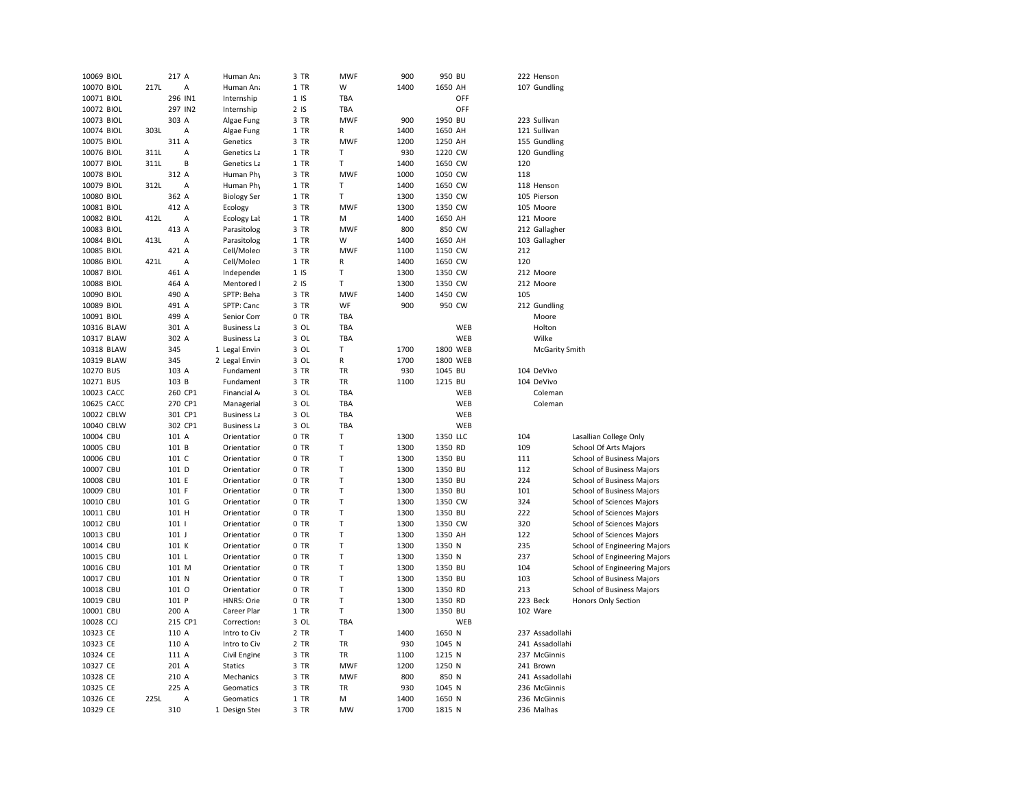| | | | | | | | | | | | | | | |
|---|---|---|---|---|---|---|---|---|---|---|---|---|---|---|
| 10069 | BIOL | | 217 | A | Human Ana | 3 | TR | MWF | 900 | 950 | BU | 222 | Henson | |
| 10070 | BIOL | 217L | | A | Human Ana | 1 | TR | W | 1400 | 1650 | AH | 107 | Gundling | |
| 10071 | BIOL | | 296 | IN1 | Internship | 1 | IS | TBA | | | OFF | | | |
| 10072 | BIOL | | 297 | IN2 | Internship | 2 | IS | TBA | | | OFF | | | |
| 10073 | BIOL | | 303 | A | Algae Fung | 3 | TR | MWF | 900 | 1950 | BU | 223 | Sullivan | |
| 10074 | BIOL | 303L | | A | Algae Fung | 1 | TR | R | 1400 | 1650 | AH | 121 | Sullivan | |
| 10075 | BIOL | | 311 | A | Genetics | 3 | TR | MWF | 1200 | 1250 | AH | 155 | Gundling | |
| 10076 | BIOL | 311L | | A | Genetics La | 1 | TR | T | 930 | 1220 | CW | 120 | Gundling | |
| 10077 | BIOL | 311L | | B | Genetics La | 1 | TR | T | 1400 | 1650 | CW | 120 | | |
| 10078 | BIOL | | 312 | A | Human Phy | 3 | TR | MWF | 1000 | 1050 | CW | 118 | | |
| 10079 | BIOL | 312L | | A | Human Phy | 1 | TR | T | 1400 | 1650 | CW | 118 | Henson | |
| 10080 | BIOL | | 362 | A | Biology Ser | 1 | TR | T | 1300 | 1350 | CW | 105 | Pierson | |
| 10081 | BIOL | | 412 | A | Ecology | 3 | TR | MWF | 1300 | 1350 | CW | 105 | Moore | |
| 10082 | BIOL | 412L | | A | Ecology Lal | 1 | TR | M | 1400 | 1650 | AH | 121 | Moore | |
| 10083 | BIOL | | 413 | A | Parasitolog | 3 | TR | MWF | 800 | 850 | CW | 212 | Gallagher | |
| 10084 | BIOL | 413L | | A | Parasitolog | 1 | TR | W | 1400 | 1650 | AH | 103 | Gallagher | |
| 10085 | BIOL | | 421 | A | Cell/Molec | 3 | TR | MWF | 1100 | 1150 | CW | 212 | | |
| 10086 | BIOL | 421L | | A | Cell/Molec | 1 | TR | R | 1400 | 1650 | CW | 120 | | |
| 10087 | BIOL | | 461 | A | Independe | 1 | IS | T | 1300 | 1350 | CW | 212 | Moore | |
| 10088 | BIOL | | 464 | A | Mentored I | 2 | IS | T | 1300 | 1350 | CW | 212 | Moore | |
| 10090 | BIOL | | 490 | A | SPTP: Beha | 3 | TR | MWF | 1400 | 1450 | CW | 105 | | |
| 10089 | BIOL | | 491 | A | SPTP: Canc | 3 | TR | WF | 900 | 950 | CW | 212 | Gundling | |
| 10091 | BIOL | | 499 | A | Senior Com | 0 | TR | TBA | | | | | Moore | |
| 10316 | BLAW | | 301 | A | Business La | 3 | OL | TBA | | | WEB | | Holton | |
| 10317 | BLAW | | 302 | A | Business La | 3 | OL | TBA | | | WEB | | Wilke | |
| 10318 | BLAW | | 345 | 1 | Legal Envir | 3 | OL | T | 1700 | 1800 | WEB | | McGarity Smith | |
| 10319 | BLAW | | 345 | 2 | Legal Envir | 3 | OL | R | 1700 | 1800 | WEB | | | |
| 10270 | BUS | | 103 | A | Fundament | 3 | TR | TR | 930 | 1045 | BU | 104 | DeVivo | |
| 10271 | BUS | | 103 | B | Fundament | 3 | TR | TR | 1100 | 1215 | BU | 104 | DeVivo | |
| 10023 | CACC | | 260 | CP1 | Financial A | 3 | OL | TBA | | | WEB | | Coleman | |
| 10625 | CACC | | 270 | CP1 | Managerial | 3 | OL | TBA | | | WEB | | Coleman | |
| 10022 | CBLW | | 301 | CP1 | Business La | 3 | OL | TBA | | | WEB | | | |
| 10040 | CBLW | | 302 | CP1 | Business La | 3 | OL | TBA | | | WEB | | | |
| 10004 | CBU | | 101 | A | Orientation | 0 | TR | T | 1300 | 1350 | LLC | 104 | | Lasallian College Only |
| 10005 | CBU | | 101 | B | Orientation | 0 | TR | T | 1300 | 1350 | RD | 109 | | School Of Arts Majors |
| 10006 | CBU | | 101 | C | Orientation | 0 | TR | T | 1300 | 1350 | BU | 111 | | School of Business Majors |
| 10007 | CBU | | 101 | D | Orientation | 0 | TR | T | 1300 | 1350 | BU | 112 | | School of Business Majors |
| 10008 | CBU | | 101 | E | Orientation | 0 | TR | T | 1300 | 1350 | BU | 224 | | School of Business Majors |
| 10009 | CBU | | 101 | F | Orientation | 0 | TR | T | 1300 | 1350 | BU | 101 | | School of Business Majors |
| 10010 | CBU | | 101 | G | Orientation | 0 | TR | T | 1300 | 1350 | CW | 324 | | School of Sciences Majors |
| 10011 | CBU | | 101 | H | Orientation | 0 | TR | T | 1300 | 1350 | BU | 222 | | School of Sciences Majors |
| 10012 | CBU | | 101 | I | Orientation | 0 | TR | T | 1300 | 1350 | CW | 320 | | School of Sciences Majors |
| 10013 | CBU | | 101 | J | Orientation | 0 | TR | T | 1300 | 1350 | AH | 122 | | School of Sciences Majors |
| 10014 | CBU | | 101 | K | Orientation | 0 | TR | T | 1300 | 1350 | N | 235 | | School of Engineering Majors |
| 10015 | CBU | | 101 | L | Orientation | 0 | TR | T | 1300 | 1350 | N | 237 | | School of Engineering Majors |
| 10016 | CBU | | 101 | M | Orientation | 0 | TR | T | 1300 | 1350 | BU | 104 | | School of Engineering Majors |
| 10017 | CBU | | 101 | N | Orientation | 0 | TR | T | 1300 | 1350 | BU | 103 | | School of Business Majors |
| 10018 | CBU | | 101 | O | Orientation | 0 | TR | T | 1300 | 1350 | RD | 213 | | School of Business Majors |
| 10019 | CBU | | 101 | P | HNRS: Orie | 0 | TR | T | 1300 | 1350 | RD | 223 | Beck | Honors Only Section |
| 10001 | CBU | | 200 | A | Career Plar | 1 | TR | T | 1300 | 1350 | BU | 102 | Ware | |
| 10028 | CCJ | | 215 | CP1 | Corrections | 3 | OL | TBA | | | WEB | | | |
| 10323 | CE | | 110 | A | Intro to Civ | 2 | TR | T | 1400 | 1650 | N | 237 | Assadollahi | |
| 10323 | CE | | 110 | A | Intro to Civ | 2 | TR | TR | 930 | 1045 | N | 241 | Assadollahi | |
| 10324 | CE | | 111 | A | Civil Engine | 3 | TR | TR | 1100 | 1215 | N | 237 | McGinnis | |
| 10327 | CE | | 201 | A | Statics | 3 | TR | MWF | 1200 | 1250 | N | 241 | Brown | |
| 10328 | CE | | 210 | A | Mechanics | 3 | TR | MWF | 800 | 850 | N | 241 | Assadollahi | |
| 10325 | CE | | 225 | A | Geomatics | 3 | TR | TR | 930 | 1045 | N | 236 | McGinnis | |
| 10326 | CE | 225L | | A | Geomatics | 1 | TR | M | 1400 | 1650 | N | 236 | McGinnis | |
| 10329 | CE | | 310 | 1 | Design Stee | 3 | TR | MW | 1700 | 1815 | N | 236 | Malhas | |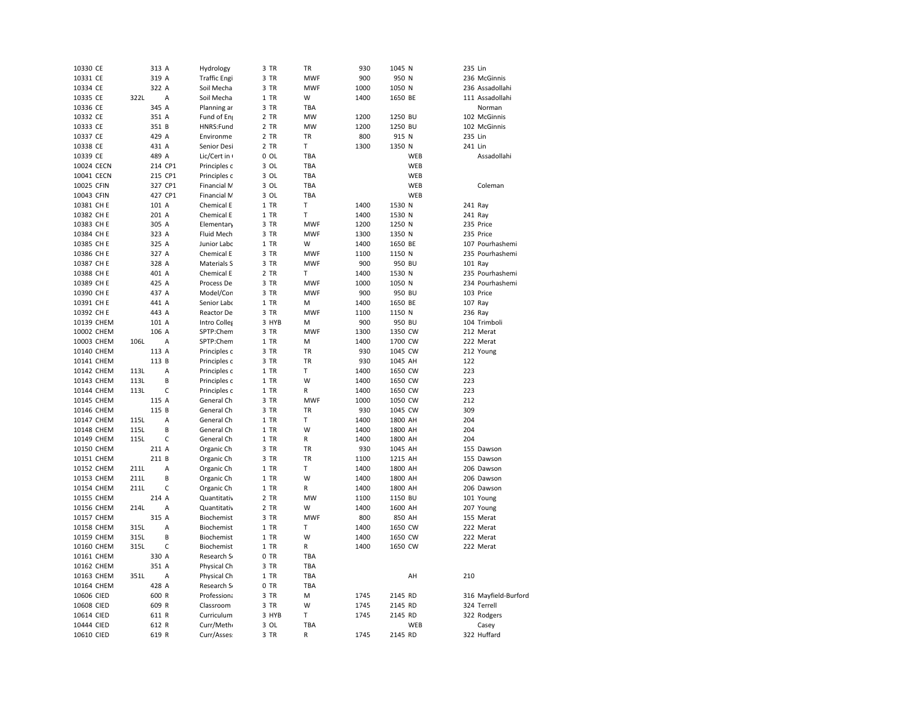| | | | | | | | | | | | | | |
|---|---|---|---|---|---|---|---|---|---|---|---|---|---|
| 10330 | CE | | 313 | A | Hydrology | 3 | TR | TR | 930 | 1045 | N | 235 | Lin |
| 10331 | CE | | 319 | A | Traffic Engi | 3 | TR | MWF | 900 | 950 | N | 236 | McGinnis |
| 10334 | CE | | 322 | A | Soil Mecha | 3 | TR | MWF | 1000 | 1050 | N | 236 | Assadollahi |
| 10335 | CE | 322L | | A | Soil Mecha | 1 | TR | W | 1400 | 1650 | BE | 111 | Assadollahi |
| 10336 | CE | | 345 | A | Planning ar | 3 | TR | TBA | | | | | Norman |
| 10332 | CE | | 351 | A | Fund of En | 2 | TR | MW | 1200 | 1250 | BU | 102 | McGinnis |
| 10333 | CE | | 351 | B | HNRS:Fund | 2 | TR | MW | 1200 | 1250 | BU | 102 | McGinnis |
| 10337 | CE | | 429 | A | Environme | 2 | TR | TR | 800 | 915 | N | 235 | Lin |
| 10338 | CE | | 431 | A | Senior Desi | 2 | TR | T | 1300 | 1350 | N | 241 | Lin |
| 10339 | CE | | 489 | A | Lic/Cert in | 0 | OL | TBA | | | WEB | | Assadollahi |
| 10024 | CECN | | 214 | CP1 | Principles c | 3 | OL | TBA | | | WEB | | |
| 10041 | CECN | | 215 | CP1 | Principles c | 3 | OL | TBA | | | WEB | | |
| 10025 | CFIN | | 327 | CP1 | Financial M | 3 | OL | TBA | | | WEB | | Coleman |
| 10043 | CFIN | | 427 | CP1 | Financial M | 3 | OL | TBA | | | WEB | | |
| 10381 | CH E | | 101 | A | Chemical E | 1 | TR | T | 1400 | 1530 | N | 241 | Ray |
| 10382 | CH E | | 201 | A | Chemical E | 1 | TR | T | 1400 | 1530 | N | 241 | Ray |
| 10383 | CH E | | 305 | A | Elementary | 3 | TR | MWF | 1200 | 1250 | N | 235 | Price |
| 10384 | CH E | | 323 | A | Fluid Mech | 3 | TR | MWF | 1300 | 1350 | N | 235 | Price |
| 10385 | CH E | | 325 | A | Junior Labo | 1 | TR | W | 1400 | 1650 | BE | 107 | Pourhashemi |
| 10386 | CH E | | 327 | A | Chemical E | 3 | TR | MWF | 1100 | 1150 | N | 235 | Pourhashemi |
| 10387 | CH E | | 328 | A | Materials S | 3 | TR | MWF | 900 | 950 | BU | 101 | Ray |
| 10388 | CH E | | 401 | A | Chemical E | 2 | TR | T | 1400 | 1530 | N | 235 | Pourhashemi |
| 10389 | CH E | | 425 | A | Process De | 3 | TR | MWF | 1000 | 1050 | N | 234 | Pourhashemi |
| 10390 | CH E | | 437 | A | Model/Con | 3 | TR | MWF | 900 | 950 | BU | 103 | Price |
| 10391 | CH E | | 441 | A | Senior Labo | 1 | TR | M | 1400 | 1650 | BE | 107 | Ray |
| 10392 | CH E | | 443 | A | Reactor De | 3 | TR | MWF | 1100 | 1150 | N | 236 | Ray |
| 10139 | CHEM | | 101 | A | Intro Colleg | 3 | HYB | M | 900 | 950 | BU | 104 | Trimboli |
| 10002 | CHEM | | 106 | A | SPTP:Chem | 3 | TR | MWF | 1300 | 1350 | CW | 212 | Merat |
| 10003 | CHEM | 106L | | A | SPTP:Chem | 1 | TR | M | 1400 | 1700 | CW | 222 | Merat |
| 10140 | CHEM | | 113 | A | Principles c | 3 | TR | TR | 930 | 1045 | CW | 212 | Young |
| 10141 | CHEM | | 113 | B | Principles c | 3 | TR | TR | 930 | 1045 | AH | 122 | |
| 10142 | CHEM | 113L | | A | Principles c | 1 | TR | T | 1400 | 1650 | CW | 223 | |
| 10143 | CHEM | 113L | | B | Principles c | 1 | TR | W | 1400 | 1650 | CW | 223 | |
| 10144 | CHEM | 113L | | C | Principles c | 1 | TR | R | 1400 | 1650 | CW | 223 | |
| 10145 | CHEM | | 115 | A | General Ch | 3 | TR | MWF | 1000 | 1050 | CW | 212 | |
| 10146 | CHEM | | 115 | B | General Ch | 3 | TR | TR | 930 | 1045 | CW | 309 | |
| 10147 | CHEM | 115L | | A | General Ch | 1 | TR | T | 1400 | 1800 | AH | 204 | |
| 10148 | CHEM | 115L | | B | General Ch | 1 | TR | W | 1400 | 1800 | AH | 204 | |
| 10149 | CHEM | 115L | | C | General Ch | 1 | TR | R | 1400 | 1800 | AH | 204 | |
| 10150 | CHEM | | 211 | A | Organic Ch | 3 | TR | TR | 930 | 1045 | AH | 155 | Dawson |
| 10151 | CHEM | | 211 | B | Organic Ch | 3 | TR | TR | 1100 | 1215 | AH | 155 | Dawson |
| 10152 | CHEM | 211L | | A | Organic Ch | 1 | TR | T | 1400 | 1800 | AH | 206 | Dawson |
| 10153 | CHEM | 211L | | B | Organic Ch | 1 | TR | W | 1400 | 1800 | AH | 206 | Dawson |
| 10154 | CHEM | 211L | | C | Organic Ch | 1 | TR | R | 1400 | 1800 | AH | 206 | Dawson |
| 10155 | CHEM | | 214 | A | Quantitativ | 2 | TR | MW | 1100 | 1150 | BU | 101 | Young |
| 10156 | CHEM | 214L | | A | Quantitativ | 2 | TR | W | 1400 | 1600 | AH | 207 | Young |
| 10157 | CHEM | | 315 | A | Biochemist | 3 | TR | MWF | 800 | 850 | AH | 155 | Merat |
| 10158 | CHEM | 315L | | A | Biochemist | 1 | TR | T | 1400 | 1650 | CW | 222 | Merat |
| 10159 | CHEM | 315L | | B | Biochemist | 1 | TR | W | 1400 | 1650 | CW | 222 | Merat |
| 10160 | CHEM | 315L | | C | Biochemist | 1 | TR | R | 1400 | 1650 | CW | 222 | Merat |
| 10161 | CHEM | | 330 | A | Research S | 0 | TR | TBA | | | | | |
| 10162 | CHEM | | 351 | A | Physical Ch | 3 | TR | TBA | | | | | |
| 10163 | CHEM | 351L | | A | Physical Ch | 1 | TR | TBA | | | AH | 210 | |
| 10164 | CHEM | | 428 | A | Research S | 0 | TR | TBA | | | | | |
| 10606 | CIED | | 600 | R | Profession | 3 | TR | M | 1745 | 2145 | RD | 316 | Mayfield-Burford |
| 10608 | CIED | | 609 | R | Classroom | 3 | TR | W | 1745 | 2145 | RD | 324 | Terrell |
| 10614 | CIED | | 611 | R | Curriculum | 3 | HYB | T | 1745 | 2145 | RD | 322 | Rodgers |
| 10444 | CIED | | 612 | R | Curr/Meth | 3 | OL | TBA | | | WEB | | Casey |
| 10610 | CIED | | 619 | R | Curr/Asses | 3 | TR | R | 1745 | 2145 | RD | 322 | Huffard |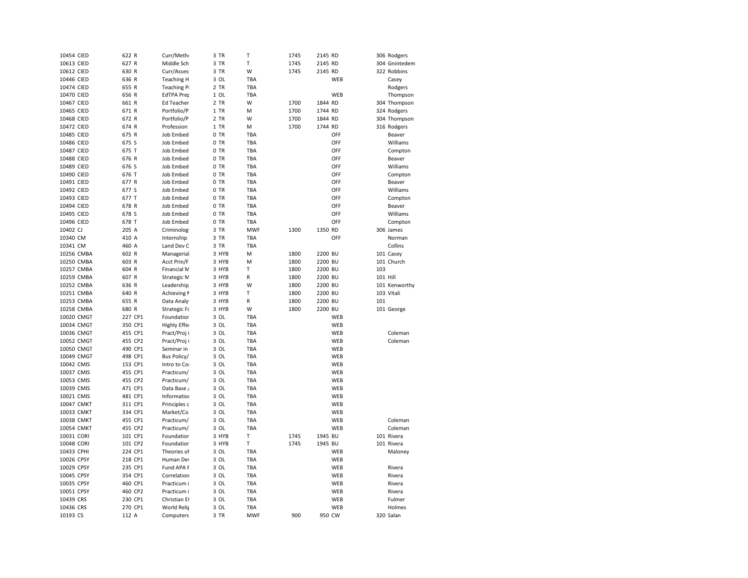| | | | | | | | | | | | | |
|---|---|---|---|---|---|---|---|---|---|---|---|---|
| 10454 | CIED | 622 | R | Curr/Meth | 3 | TR | T | 1745 | 2145 | RD | 306 | Rodgers |
| 10613 | CIED | 627 | R | Middle Sch | 3 | TR | T | 1745 | 2145 | RD | 304 | Gnintedem |
| 10612 | CIED | 630 | R | Curr/Asses | 3 | TR | W | 1745 | 2145 | RD | 322 | Robbins |
| 10446 | CIED | 636 | R | Teaching H | 3 | OL | TBA | | | WEB | | Casey |
| 10474 | CIED | 655 | R | Teaching P | 2 | TR | TBA | | | | | Rodgers |
| 10470 | CIED | 656 | R | EdTPA Prep | 1 | OL | TBA | | | WEB | | Thompson |
| 10467 | CIED | 661 | R | Ed Teacher | 2 | TR | W | 1700 | 1844 | RD | 304 | Thompson |
| 10465 | CIED | 671 | R | Portfolio/P | 1 | TR | M | 1700 | 1744 | RD | 324 | Rodgers |
| 10468 | CIED | 672 | R | Portfolio/P | 2 | TR | W | 1700 | 1844 | RD | 304 | Thompson |
| 10472 | CIED | 674 | R | Profession | 1 | TR | M | 1700 | 1744 | RD | 316 | Rodgers |
| 10485 | CIED | 675 | R | Job Embed | 0 | TR | TBA | | | OFF | | Beaver |
| 10486 | CIED | 675 | S | Job Embed | 0 | TR | TBA | | | OFF | | Williams |
| 10487 | CIED | 675 | T | Job Embed | 0 | TR | TBA | | | OFF | | Compton |
| 10488 | CIED | 676 | R | Job Embed | 0 | TR | TBA | | | OFF | | Beaver |
| 10489 | CIED | 676 | S | Job Embed | 0 | TR | TBA | | | OFF | | Williams |
| 10490 | CIED | 676 | T | Job Embed | 0 | TR | TBA | | | OFF | | Compton |
| 10491 | CIED | 677 | R | Job Embed | 0 | TR | TBA | | | OFF | | Beaver |
| 10492 | CIED | 677 | S | Job Embed | 0 | TR | TBA | | | OFF | | Williams |
| 10493 | CIED | 677 | T | Job Embed | 0 | TR | TBA | | | OFF | | Compton |
| 10494 | CIED | 678 | R | Job Embed | 0 | TR | TBA | | | OFF | | Beaver |
| 10495 | CIED | 678 | S | Job Embed | 0 | TR | TBA | | | OFF | | Williams |
| 10496 | CIED | 678 | T | Job Embed | 0 | TR | TBA | | | OFF | | Compton |
| 10402 | CJ | 205 | A | Criminolog | 3 | TR | MWF | 1300 | 1350 | RD | 306 | James |
| 10340 | CM | 410 | A | Internship | 3 | TR | TBA | | | OFF | | Norman |
| 10341 | CM | 460 | A | Land Dev C | 3 | TR | TBA | | | | | Collins |
| 10256 | CMBA | 602 | R | Managerial | 3 | HYB | M | 1800 | 2200 | BU | 101 | Casey |
| 10250 | CMBA | 603 | R | Acct Prin/F | 3 | HYB | M | 1800 | 2200 | BU | 101 | Church |
| 10257 | CMBA | 604 | R | Financial M | 3 | HYB | T | 1800 | 2200 | BU | 103 | |
| 10259 | CMBA | 607 | R | Strategic M | 3 | HYB | R | 1800 | 2200 | BU | 101 | Hill |
| 10252 | CMBA | 636 | R | Leadership | 3 | HYB | W | 1800 | 2200 | BU | 101 | Kenworthy |
| 10251 | CMBA | 640 | R | Achieving M | 3 | HYB | T | 1800 | 2200 | BU | 103 | Vitali |
| 10253 | CMBA | 655 | R | Data Analy | 3 | HYB | R | 1800 | 2200 | BU | 101 | |
| 10258 | CMBA | 680 | R | Strategic Fo | 3 | HYB | W | 1800 | 2200 | BU | 101 | George |
| 10020 | CMGT | 227 | CP1 | Foundation | 3 | OL | TBA | | | WEB | | |
| 10034 | CMGT | 350 | CP1 | Highly Effe | 3 | OL | TBA | | | WEB | | |
| 10036 | CMGT | 455 | CP1 | Pract/Proj i | 3 | OL | TBA | | | WEB | | Coleman |
| 10052 | CMGT | 455 | CP2 | Pract/Proj i | 3 | OL | TBA | | | WEB | | Coleman |
| 10050 | CMGT | 490 | CP1 | Seminar in | 3 | OL | TBA | | | WEB | | |
| 10049 | CMGT | 498 | CP1 | Bus Policy/ | 3 | OL | TBA | | | WEB | | |
| 10042 | CMIS | 153 | CP1 | Intro to Co | 3 | OL | TBA | | | WEB | | |
| 10037 | CMIS | 455 | CP1 | Practicum/ | 3 | OL | TBA | | | WEB | | |
| 10053 | CMIS | 455 | CP2 | Practicum/ | 3 | OL | TBA | | | WEB | | |
| 10039 | CMIS | 471 | CP1 | Data Base / | 3 | OL | TBA | | | WEB | | |
| 10021 | CMIS | 481 | CP1 | Informatio | 3 | OL | TBA | | | WEB | | |
| 10047 | CMKT | 311 | CP1 | Principles c | 3 | OL | TBA | | | WEB | | |
| 10033 | CMKT | 334 | CP1 | Market/Co | 3 | OL | TBA | | | WEB | | |
| 10038 | CMKT | 455 | CP1 | Practicum/ | 3 | OL | TBA | | | WEB | | Coleman |
| 10054 | CMKT | 455 | CP2 | Practicum/ | 3 | OL | TBA | | | WEB | | Coleman |
| 10031 | CORI | 101 | CP1 | Foundation | 3 | HYB | T | 1745 | 1945 | BU | 101 | Rivera |
| 10048 | CORI | 101 | CP2 | Foundation | 3 | HYB | T | 1745 | 1945 | BU | 101 | Rivera |
| 10433 | CPHI | 224 | CP1 | Theories of | 3 | OL | TBA | | | WEB | | Maloney |
| 10026 | CPSY | 218 | CP1 | Human Dev | 3 | OL | TBA | | | WEB | | |
| 10029 | CPSY | 235 | CP1 | Fund APA F | 3 | OL | TBA | | | WEB | | Rivera |
| 10045 | CPSY | 354 | CP1 | Correlation | 3 | OL | TBA | | | WEB | | Rivera |
| 10035 | CPSY | 460 | CP1 | Practicum i | 3 | OL | TBA | | | WEB | | Rivera |
| 10051 | CPSY | 460 | CP2 | Practicum i | 3 | OL | TBA | | | WEB | | Rivera |
| 10439 | CRS | 230 | CP1 | Christian Et | 3 | OL | TBA | | | WEB | | Fulmer |
| 10436 | CRS | 270 | CP1 | World Relig | 3 | OL | TBA | | | WEB | | Holmes |
| 10193 | CS | 112 | A | Computers | 3 | TR | MWF | 900 | 950 | CW | 320 | Salan |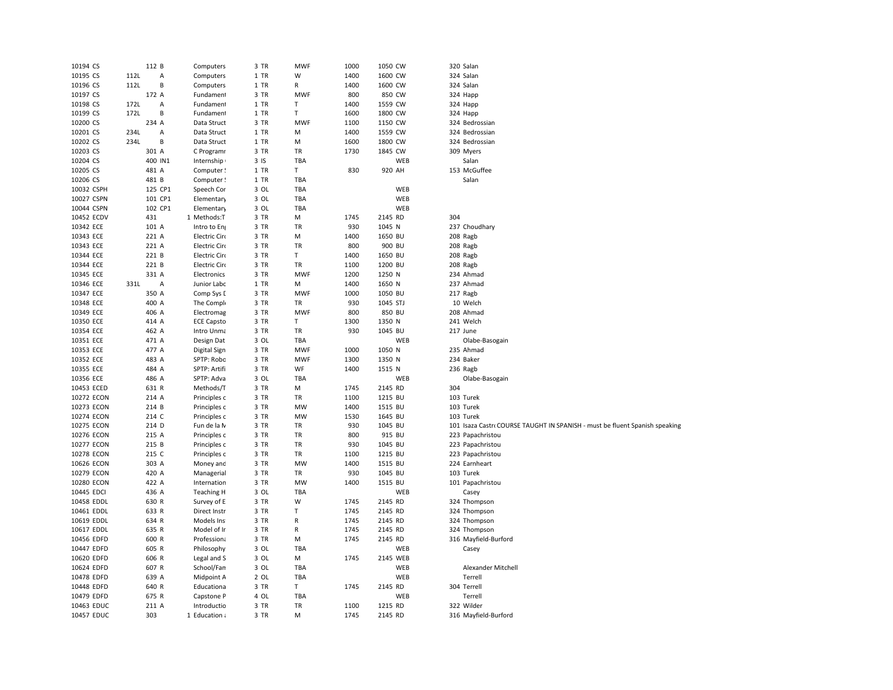| | | | | | | | | | | | | |
|---|---|---|---|---|---|---|---|---|---|---|---|---|
| 10194 | CS | | 112 | B | Computers | 3 | TR | MWF | 1000 | 1050 | CW | 320 Salan |
| 10195 | CS | 112L | | A | Computers | 1 | TR | W | 1400 | 1600 | CW | 324 Salan |
| 10196 | CS | 112L | | B | Computers | 1 | TR | R | 1400 | 1600 | CW | 324 Salan |
| 10197 | CS | | 172 | A | Fundament | 3 | TR | MWF | 800 | 850 | CW | 324 Happ |
| 10198 | CS | 172L | | A | Fundament | 1 | TR | T | 1400 | 1559 | CW | 324 Happ |
| 10199 | CS | 172L | | B | Fundament | 1 | TR | T | 1600 | 1800 | CW | 324 Happ |
| 10200 | CS | | 234 | A | Data Struct | 3 | TR | MWF | 1100 | 1150 | CW | 324 Bedrossian |
| 10201 | CS | 234L | | A | Data Struct | 1 | TR | M | 1400 | 1559 | CW | 324 Bedrossian |
| 10202 | CS | 234L | | B | Data Struct | 1 | TR | M | 1600 | 1800 | CW | 324 Bedrossian |
| 10203 | CS | | 301 | A | C Programr | 3 | TR | TR | 1730 | 1845 | CW | 309 Myers |
| 10204 | CS | | 400 | IN1 | Internship | 3 | IS | TBA | | | WEB | Salan |
| 10205 | CS | | 481 | A | Computer ! | 1 | TR | T | 830 | 920 | AH | 153 McGuffee |
| 10206 | CS | | 481 | B | Computer ! | 1 | TR | TBA | | | | Salan |
| 10032 | CSPH | | 125 | CP1 | Speech Cor | 3 | OL | TBA | | | WEB | |
| 10027 | CSPN | | 101 | CP1 | Elementary | 3 | OL | TBA | | | WEB | |
| 10044 | CSPN | | 102 | CP1 | Elementary | 3 | OL | TBA | | | WEB | |
| 10452 | ECDV | | 431 | 1 | Methods:T | 3 | TR | M | 1745 | 2145 | RD | 304 |
| 10342 | ECE | | 101 | A | Intro to Eng | 3 | TR | TR | 930 | 1045 | N | 237 Choudhary |
| 10343 | ECE | | 221 | A | Electric Circ | 3 | TR | M | 1400 | 1650 | BU | 208 Ragb |
| 10343 | ECE | | 221 | A | Electric Circ | 3 | TR | TR | 800 | 900 | BU | 208 Ragb |
| 10344 | ECE | | 221 | B | Electric Circ | 3 | TR | T | 1400 | 1650 | BU | 208 Ragb |
| 10344 | ECE | | 221 | B | Electric Circ | 3 | TR | TR | 1100 | 1200 | BU | 208 Ragb |
| 10345 | ECE | | 331 | A | Electronics | 3 | TR | MWF | 1200 | 1250 | N | 234 Ahmad |
| 10346 | ECE | 331L | | A | Junior Labo | 1 | TR | M | 1400 | 1650 | N | 237 Ahmad |
| 10347 | ECE | | 350 | A | Comp Sys D | 3 | TR | MWF | 1000 | 1050 | BU | 217 Ragb |
| 10348 | ECE | | 400 | A | The Comple | 3 | TR | TR | 930 | 1045 | STJ | 10 Welch |
| 10349 | ECE | | 406 | A | Electromag | 3 | TR | MWF | 800 | 850 | BU | 208 Ahmad |
| 10350 | ECE | | 414 | A | ECE Capsto | 3 | TR | T | 1300 | 1350 | N | 241 Welch |
| 10354 | ECE | | 462 | A | Intro Unma | 3 | TR | TR | 930 | 1045 | BU | 217 June |
| 10351 | ECE | | 471 | A | Design Dat | 3 | OL | TBA | | | WEB | Olabe-Basogain |
| 10353 | ECE | | 477 | A | Digital Sign | 3 | TR | MWF | 1000 | 1050 | N | 235 Ahmad |
| 10352 | ECE | | 483 | A | SPTP: Robo | 3 | TR | MWF | 1300 | 1350 | N | 234 Baker |
| 10355 | ECE | | 484 | A | SPTP: Artifi | 3 | TR | WF | 1400 | 1515 | N | 236 Ragb |
| 10356 | ECE | | 486 | A | SPTP: Adva | 3 | OL | TBA | | | WEB | Olabe-Basogain |
| 10453 | ECED | | 631 | R | Methods/T | 3 | TR | M | 1745 | 2145 | RD | 304 |
| 10272 | ECON | | 214 | A | Principles c | 3 | TR | TR | 1100 | 1215 | BU | 103 Turek |
| 10273 | ECON | | 214 | B | Principles c | 3 | TR | MW | 1400 | 1515 | BU | 103 Turek |
| 10274 | ECON | | 214 | C | Principles c | 3 | TR | MW | 1530 | 1645 | BU | 103 Turek |
| 10275 | ECON | | 214 | D | Fun de la M | 3 | TR | TR | 930 | 1045 | BU | 101 Isaza Castr COURSE TAUGHT IN SPANISH - must be fluent Spanish speaking |
| 10276 | ECON | | 215 | A | Principles c | 3 | TR | TR | 800 | 915 | BU | 223 Papachristou |
| 10277 | ECON | | 215 | B | Principles c | 3 | TR | TR | 930 | 1045 | BU | 223 Papachristou |
| 10278 | ECON | | 215 | C | Principles c | 3 | TR | TR | 1100 | 1215 | BU | 223 Papachristou |
| 10626 | ECON | | 303 | A | Money and | 3 | TR | MW | 1400 | 1515 | BU | 224 Earnheart |
| 10279 | ECON | | 420 | A | Managerial | 3 | TR | TR | 930 | 1045 | BU | 103 Turek |
| 10280 | ECON | | 422 | A | Internation | 3 | TR | MW | 1400 | 1515 | BU | 101 Papachristou |
| 10445 | EDCI | | 436 | A | Teaching H | 3 | OL | TBA | | | WEB | Casey |
| 10458 | EDDL | | 630 | R | Survey of E | 3 | TR | W | 1745 | 2145 | RD | 324 Thompson |
| 10461 | EDDL | | 633 | R | Direct Instr | 3 | TR | T | 1745 | 2145 | RD | 324 Thompson |
| 10619 | EDDL | | 634 | R | Models Ins | 3 | TR | R | 1745 | 2145 | RD | 324 Thompson |
| 10617 | EDDL | | 635 | R | Model of Ir | 3 | TR | R | 1745 | 2145 | RD | 324 Thompson |
| 10456 | EDFD | | 600 | R | Professiona | 3 | TR | M | 1745 | 2145 | RD | 316 Mayfield-Burford |
| 10447 | EDFD | | 605 | R | Philosophy | 3 | OL | TBA | | | WEB | Casey |
| 10620 | EDFD | | 606 | R | Legal and S | 3 | OL | M | 1745 | 2145 | WEB | |
| 10624 | EDFD | | 607 | R | School/Fan | 3 | OL | TBA | | | WEB | Alexander Mitchell |
| 10478 | EDFD | | 639 | A | Midpoint A | 2 | OL | TBA | | | WEB | Terrell |
| 10448 | EDFD | | 640 | R | Educationa | 3 | TR | T | 1745 | 2145 | RD | 304 Terrell |
| 10479 | EDFD | | 675 | R | Capstone P | 4 | OL | TBA | | | WEB | Terrell |
| 10463 | EDUC | | 211 | A | Introductio | 3 | TR | TR | 1100 | 1215 | RD | 322 Wilder |
| 10457 | EDUC | | 303 | 1 | Education a | 3 | TR | M | 1745 | 2145 | RD | 316 Mayfield-Burford |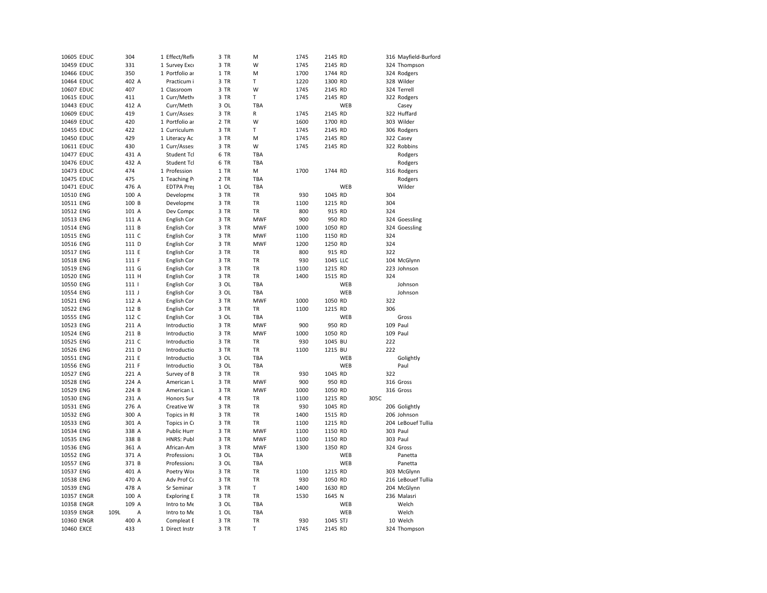| | | | | | | | | | | | | |
|---|---|---|---|---|---|---|---|---|---|---|---|---|
| 10605 | EDUC | 304 | 1 | Effect/Refl | 3 | TR | M | 1745 | 2145 | RD | 316 | Mayfield-Burford |
| 10459 | EDUC | 331 | 1 | Survey Exc | 3 | TR | W | 1745 | 2145 | RD | 324 | Thompson |
| 10466 | EDUC | 350 | 1 | Portfolio ar | 1 | TR | M | 1700 | 1744 | RD | 324 | Rodgers |
| 10464 | EDUC | 402 | A | Practicum i | 3 | TR | T | 1220 | 1300 | RD | 328 | Wilder |
| 10607 | EDUC | 407 | 1 | Classroom | 3 | TR | W | 1745 | 2145 | RD | 324 | Terrell |
| 10615 | EDUC | 411 | 1 | Curr/Meth | 3 | TR | T | 1745 | 2145 | RD | 322 | Rodgers |
| 10443 | EDUC | 412 | A | Curr/Meth | 3 | OL | TBA | | | WEB | | Casey |
| 10609 | EDUC | 419 | 1 | Curr/Asses | 3 | TR | R | 1745 | 2145 | RD | 322 | Huffard |
| 10469 | EDUC | 420 | 1 | Portfolio ar | 2 | TR | W | 1600 | 1700 | RD | 303 | Wilder |
| 10455 | EDUC | 422 | 1 | Curriculum | 3 | TR | T | 1745 | 2145 | RD | 306 | Rodgers |
| 10450 | EDUC | 429 | 1 | Literacy Ac | 3 | TR | M | 1745 | 2145 | RD | 322 | Casey |
| 10611 | EDUC | 430 | 1 | Curr/Asses | 3 | TR | W | 1745 | 2145 | RD | 322 | Robbins |
| 10477 | EDUC | 431 | A | Student Tcl | 6 | TR | TBA | | | | | Rodgers |
| 10476 | EDUC | 432 | A | Student Tcl | 6 | TR | TBA | | | | | Rodgers |
| 10473 | EDUC | 474 | 1 | Profession | 1 | TR | M | 1700 | 1744 | RD | 316 | Rodgers |
| 10475 | EDUC | 475 | 1 | Teaching Pi | 2 | TR | TBA | | | | | Rodgers |
| 10471 | EDUC | 476 | A | EDTPA Prej | 1 | OL | TBA | | | WEB | | Wilder |
| 10510 | ENG | 100 | A | Developme | 3 | TR | TR | 930 | 1045 | RD | 304 | |
| 10511 | ENG | 100 | B | Developme | 3 | TR | TR | 1100 | 1215 | RD | 304 | |
| 10512 | ENG | 101 | A | Dev Compc | 3 | TR | TR | 800 | 915 | RD | 324 | |
| 10513 | ENG | 111 | A | English Cor | 3 | TR | MWF | 900 | 950 | RD | 324 | Goessling |
| 10514 | ENG | 111 | B | English Cor | 3 | TR | MWF | 1000 | 1050 | RD | 324 | Goessling |
| 10515 | ENG | 111 | C | English Cor | 3 | TR | MWF | 1100 | 1150 | RD | 324 | |
| 10516 | ENG | 111 | D | English Cor | 3 | TR | MWF | 1200 | 1250 | RD | 324 | |
| 10517 | ENG | 111 | E | English Cor | 3 | TR | TR | 800 | 915 | RD | 322 | |
| 10518 | ENG | 111 | F | English Cor | 3 | TR | TR | 930 | 1045 | LLC | 104 | McGlynn |
| 10519 | ENG | 111 | G | English Cor | 3 | TR | TR | 1100 | 1215 | RD | 223 | Johnson |
| 10520 | ENG | 111 | H | English Cor | 3 | TR | TR | 1400 | 1515 | RD | 324 | |
| 10550 | ENG | 111 | I | English Cor | 3 | OL | TBA | | | WEB | | Johnson |
| 10554 | ENG | 111 | J | English Cor | 3 | OL | TBA | | | WEB | | Johnson |
| 10521 | ENG | 112 | A | English Cor | 3 | TR | MWF | 1000 | 1050 | RD | 322 | |
| 10522 | ENG | 112 | B | English Cor | 3 | TR | TR | 1100 | 1215 | RD | 306 | |
| 10555 | ENG | 112 | C | English Cor | 3 | OL | TBA | | | WEB | | Gross |
| 10523 | ENG | 211 | A | Introductio | 3 | TR | MWF | 900 | 950 | RD | 109 | Paul |
| 10524 | ENG | 211 | B | Introductio | 3 | TR | MWF | 1000 | 1050 | RD | 109 | Paul |
| 10525 | ENG | 211 | C | Introductio | 3 | TR | TR | 930 | 1045 | BU | 222 | |
| 10526 | ENG | 211 | D | Introductio | 3 | TR | TR | 1100 | 1215 | BU | 222 | |
| 10551 | ENG | 211 | E | Introductio | 3 | OL | TBA | | | WEB | | Golightly |
| 10556 | ENG | 211 | F | Introductio | 3 | OL | TBA | | | WEB | | Paul |
| 10527 | ENG | 221 | A | Survey of B | 3 | TR | TR | 930 | 1045 | RD | 322 | |
| 10528 | ENG | 224 | A | American L | 3 | TR | MWF | 900 | 950 | RD | 316 | Gross |
| 10529 | ENG | 224 | B | American L | 3 | TR | MWF | 1000 | 1050 | RD | 316 | Gross |
| 10530 | ENG | 231 | A | Honors Sur | 4 | TR | TR | 1100 | 1215 | RD | 305C | |
| 10531 | ENG | 276 | A | Creative W | 3 | TR | TR | 930 | 1045 | RD | 206 | Golightly |
| 10532 | ENG | 300 | A | Topics in Rl | 3 | TR | TR | 1400 | 1515 | RD | 206 | Johnson |
| 10533 | ENG | 301 | A | Topics in Cı | 3 | TR | TR | 1100 | 1215 | RD | 204 | LeBouef Tullia |
| 10534 | ENG | 338 | A | Public Hum | 3 | TR | MWF | 1100 | 1150 | RD | 303 | Paul |
| 10535 | ENG | 338 | B | HNRS: Publ | 3 | TR | MWF | 1100 | 1150 | RD | 303 | Paul |
| 10536 | ENG | 361 | A | African-Am | 3 | TR | MWF | 1300 | 1350 | RD | 324 | Gross |
| 10552 | ENG | 371 | A | Professiona | 3 | OL | TBA | | | WEB | | Panetta |
| 10557 | ENG | 371 | B | Professiona | 3 | OL | TBA | | | WEB | | Panetta |
| 10537 | ENG | 401 | A | Poetry Wor | 3 | TR | TR | 1100 | 1215 | RD | 303 | McGlynn |
| 10538 | ENG | 470 | A | Adv Prof Cc | 3 | TR | TR | 930 | 1050 | RD | 216 | LeBouef Tullia |
| 10539 | ENG | 478 | A | Sr Seminar | 3 | TR | T | 1400 | 1630 | RD | 204 | McGlynn |
| 10357 | ENGR | 100 | A | Exploring E | 3 | TR | TR | 1530 | 1645 | N | 236 | Malasri |
| 10358 | ENGR | 109 | A | Intro to Me | 3 | OL | TBA | | | WEB | | Welch |
| 10359 | ENGR | 109L | A | Intro to Me | 1 | OL | TBA | | | WEB | | Welch |
| 10360 | ENGR | 400 | A | Compleat E | 3 | TR | TR | 930 | 1045 | STJ | 10 | Welch |
| 10460 | EXCE | 433 | 1 | Direct Instr | 3 | TR | T | 1745 | 2145 | RD | 324 | Thompson |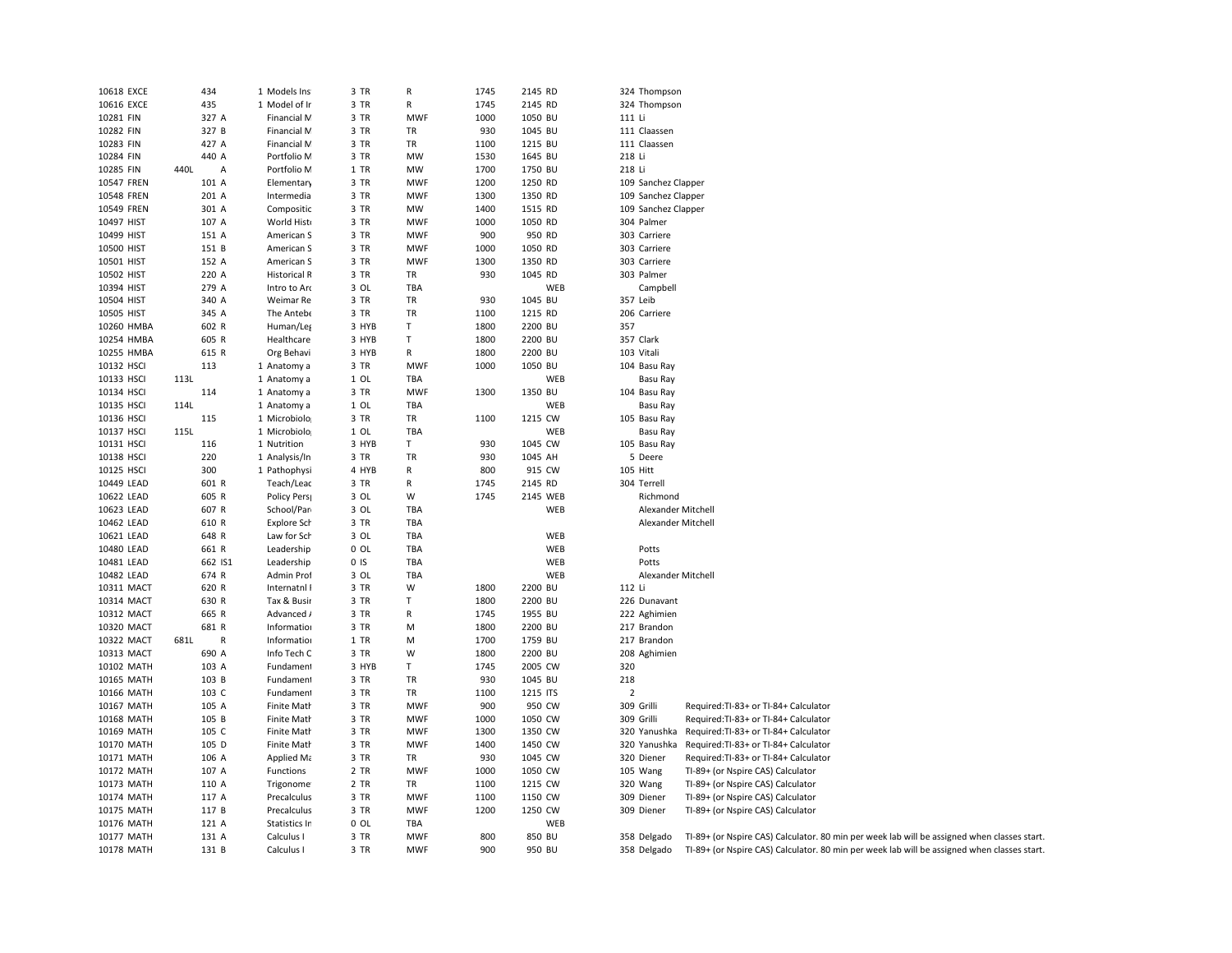| | | | | | | | | | | | | | |
|---|---|---|---|---|---|---|---|---|---|---|---|---|---|
| 10618 | EXCE | | 434 | 1 | Models Ins | 3 | TR | R | 1745 | 2145 | RD | 324 | Thompson | |
| 10616 | EXCE | | 435 | 1 | Model of Ir | 3 | TR | R | 1745 | 2145 | RD | 324 | Thompson | |
| 10281 | FIN | | 327 A | | Financial M | 3 | TR | MWF | 1000 | 1050 | BU | 111 | Li | |
| 10282 | FIN | | 327 B | | Financial M | 3 | TR | TR | 930 | 1045 | BU | 111 | Claassen | |
| 10283 | FIN | | 427 A | | Financial M | 3 | TR | TR | 1100 | 1215 | BU | 111 | Claassen | |
| 10284 | FIN | | 440 A | | Portfolio M | 3 | TR | MW | 1530 | 1645 | BU | 218 | Li | |
| 10285 | FIN | 440L | A | | Portfolio M | 1 | TR | MW | 1700 | 1750 | BU | 218 | Li | |
| 10547 | FREN | | 101 A | | Elementary | 3 | TR | MWF | 1200 | 1250 | RD | 109 | Sanchez Clapper | |
| 10548 | FREN | | 201 A | | Intermedia | 3 | TR | MWF | 1300 | 1350 | RD | 109 | Sanchez Clapper | |
| 10549 | FREN | | 301 A | | Compositic | 3 | TR | MW | 1400 | 1515 | RD | 109 | Sanchez Clapper | |
| 10497 | HIST | | 107 A | | World Hist | 3 | TR | MWF | 1000 | 1050 | RD | 304 | Palmer | |
| 10499 | HIST | | 151 A | | American S | 3 | TR | MWF | 900 | 950 | RD | 303 | Carriere | |
| 10500 | HIST | | 151 B | | American S | 3 | TR | MWF | 1000 | 1050 | RD | 303 | Carriere | |
| 10501 | HIST | | 152 A | | American S | 3 | TR | MWF | 1300 | 1350 | RD | 303 | Carriere | |
| 10502 | HIST | | 220 A | | Historical R | 3 | TR | TR | 930 | 1045 | RD | 303 | Palmer | |
| 10394 | HIST | | 279 A | | Intro to Arc | 3 | OL | TBA | | | WEB | | Campbell | |
| 10504 | HIST | | 340 A | | Weimar Re | 3 | TR | TR | 930 | 1045 | BU | 357 | Leib | |
| 10505 | HIST | | 345 A | | The Antebe | 3 | TR | TR | 1100 | 1215 | RD | 206 | Carriere | |
| 10260 | HMBA | | 602 R | | Human/Leg | 3 | HYB | T | 1800 | 2200 | BU | 357 | | |
| 10254 | HMBA | | 605 R | | Healthcare | 3 | HYB | T | 1800 | 2200 | BU | 357 | Clark | |
| 10255 | HMBA | | 615 R | | Org Behavi | 3 | HYB | R | 1800 | 2200 | BU | 103 | Vitali | |
| 10132 | HSCI | | 113 | 1 | Anatomy a | 3 | TR | MWF | 1000 | 1050 | BU | 104 | Basu Ray | |
| 10133 | HSCI | 113L | | 1 | Anatomy a | 1 | OL | TBA | | | WEB | | Basu Ray | |
| 10134 | HSCI | | 114 | 1 | Anatomy a | 3 | TR | MWF | 1300 | 1350 | BU | 104 | Basu Ray | |
| 10135 | HSCI | 114L | | 1 | Anatomy a | 1 | OL | TBA | | | WEB | | Basu Ray | |
| 10136 | HSCI | | 115 | 1 | Microbiolo | 3 | TR | TR | 1100 | 1215 | CW | 105 | Basu Ray | |
| 10137 | HSCI | 115L | | 1 | Microbiolo | 1 | OL | TBA | | | WEB | | Basu Ray | |
| 10131 | HSCI | | 116 | 1 | Nutrition | 3 | HYB | T | 930 | 1045 | CW | 105 | Basu Ray | |
| 10138 | HSCI | | 220 | 1 | Analysis/In | 3 | TR | TR | 930 | 1045 | AH | 5 | Deere | |
| 10125 | HSCI | | 300 | 1 | Pathophysi | 4 | HYB | R | 800 | 915 | CW | 105 | Hitt | |
| 10449 | LEAD | | 601 R | | Teach/Lead | 3 | TR | R | 1745 | 2145 | RD | 304 | Terrell | |
| 10622 | LEAD | | 605 R | | Policy Pers | 3 | OL | W | 1745 | 2145 | WEB | | Richmond | |
| 10623 | LEAD | | 607 R | | School/Par | 3 | OL | TBA | | | WEB | | Alexander Mitchell | |
| 10462 | LEAD | | 610 R | | Explore Sch | 3 | TR | TBA | | | | | Alexander Mitchell | |
| 10621 | LEAD | | 648 R | | Law for Sch | 3 | OL | TBA | | | WEB | | | |
| 10480 | LEAD | | 661 R | | Leadership | 0 | OL | TBA | | | WEB | | Potts | |
| 10481 | LEAD | | 662 IS1 | | Leadership | 0 | IS | TBA | | | WEB | | Potts | |
| 10482 | LEAD | | 674 R | | Admin Prof | 3 | OL | TBA | | | WEB | | Alexander Mitchell | |
| 10311 | MACT | | 620 R | | Internatnl I | 3 | TR | W | 1800 | 2200 | BU | 112 | Li | |
| 10314 | MACT | | 630 R | | Tax & Busir | 3 | TR | T | 1800 | 2200 | BU | 226 | Dunavant | |
| 10312 | MACT | | 665 R | | Advanced A | 3 | TR | R | 1745 | 1955 | BU | 222 | Aghimien | |
| 10320 | MACT | | 681 R | | Informatior | 3 | TR | M | 1800 | 2200 | BU | 217 | Brandon | |
| 10322 | MACT | 681L | R | | Informatior | 1 | TR | M | 1700 | 1759 | BU | 217 | Brandon | |
| 10313 | MACT | | 690 A | | Info Tech C | 3 | TR | W | 1800 | 2200 | BU | 208 | Aghimien | |
| 10102 | MATH | | 103 A | | Fundament | 3 | HYB | T | 1745 | 2005 | CW | 320 | | |
| 10165 | MATH | | 103 B | | Fundament | 3 | TR | TR | 930 | 1045 | BU | 218 | | |
| 10166 | MATH | | 103 C | | Fundament | 3 | TR | TR | 1100 | 1215 | ITS | 2 | | |
| 10167 | MATH | | 105 A | | Finite Math | 3 | TR | MWF | 900 | 950 | CW | 309 | Grilli | Required:TI-83+ or TI-84+ Calculator |
| 10168 | MATH | | 105 B | | Finite Math | 3 | TR | MWF | 1000 | 1050 | CW | 309 | Grilli | Required:TI-83+ or TI-84+ Calculator |
| 10169 | MATH | | 105 C | | Finite Math | 3 | TR | MWF | 1300 | 1350 | CW | 320 | Yanushka | Required:TI-83+ or TI-84+ Calculator |
| 10170 | MATH | | 105 D | | Finite Math | 3 | TR | MWF | 1400 | 1450 | CW | 320 | Yanushka | Required:TI-83+ or TI-84+ Calculator |
| 10171 | MATH | | 106 A | | Applied Ma | 3 | TR | TR | 930 | 1045 | CW | 320 | Diener | Required:TI-83+ or TI-84+ Calculator |
| 10172 | MATH | | 107 A | | Functions | 2 | TR | MWF | 1000 | 1050 | CW | 105 | Wang | TI-89+ (or Nspire CAS) Calculator |
| 10173 | MATH | | 110 A | | Trigonome | 2 | TR | TR | 1100 | 1215 | CW | 320 | Wang | TI-89+ (or Nspire CAS) Calculator |
| 10174 | MATH | | 117 A | | Precalculus | 3 | TR | MWF | 1100 | 1150 | CW | 309 | Diener | TI-89+ (or Nspire CAS) Calculator |
| 10175 | MATH | | 117 B | | Precalculus | 3 | TR | MWF | 1200 | 1250 | CW | 309 | Diener | TI-89+ (or Nspire CAS) Calculator |
| 10176 | MATH | | 121 A | | Statistics In | 0 | OL | TBA | | | WEB | | | |
| 10177 | MATH | | 131 A | | Calculus I | 3 | TR | MWF | 800 | 850 | BU | 358 | Delgado | TI-89+ (or Nspire CAS) Calculator. 80 min per week lab will be assigned when classes start. |
| 10178 | MATH | | 131 B | | Calculus I | 3 | TR | MWF | 900 | 950 | BU | 358 | Delgado | TI-89+ (or Nspire CAS) Calculator. 80 min per week lab will be assigned when classes start. |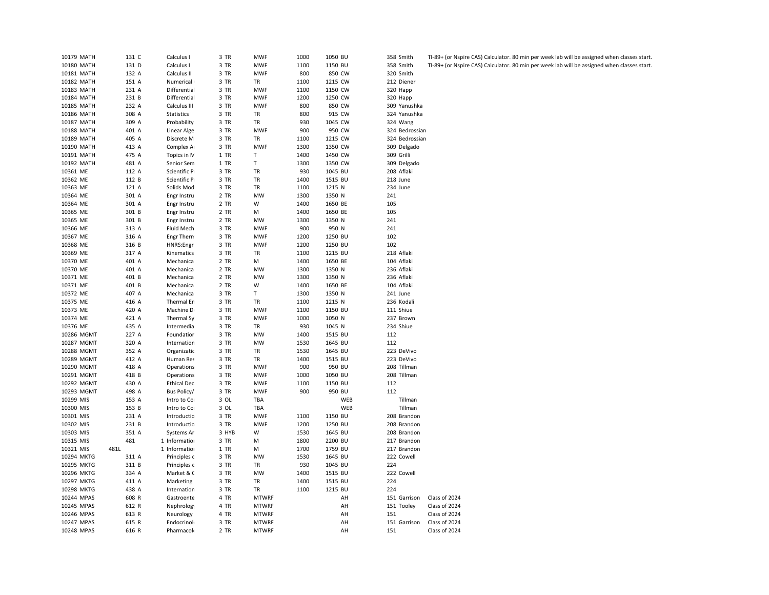| CRN | Subj | Crse | Sec | Title | Cr | Type | Days | Begin | End | Bldg | Room | Instructor | Notes |
|---|---|---|---|---|---|---|---|---|---|---|---|---|---|
| 10179 | MATH | 131 | C | Calculus I | 3 | TR | MWF | 1000 | 1050 | BU | 358 | Smith | TI-89+ (or Nspire CAS) Calculator. 80 min per week lab will be assigned when classes start. |
| 10180 | MATH | 131 | D | Calculus I | 3 | TR | MWF | 1100 | 1150 | BU | 358 | Smith | TI-89+ (or Nspire CAS) Calculator. 80 min per week lab will be assigned when classes start. |
| 10181 | MATH | 132 | A | Calculus II | 3 | TR | MWF | 800 | 850 | CW | 320 | Smith | |
| 10182 | MATH | 151 | A | Numerical ( | 3 | TR | TR | 1100 | 1215 | CW | 212 | Diener | |
| 10183 | MATH | 231 | A | Differential | 3 | TR | MWF | 1100 | 1150 | CW | 320 | Happ | |
| 10184 | MATH | 231 | B | Differential | 3 | TR | MWF | 1200 | 1250 | CW | 320 | Happ | |
| 10185 | MATH | 232 | A | Calculus III | 3 | TR | MWF | 800 | 850 | CW | 309 | Yanushka | |
| 10186 | MATH | 308 | A | Statistics | 3 | TR | TR | 800 | 915 | CW | 324 | Yanushka | |
| 10187 | MATH | 309 | A | Probability | 3 | TR | TR | 930 | 1045 | CW | 324 | Wang | |
| 10188 | MATH | 401 | A | Linear Alge | 3 | TR | MWF | 900 | 950 | CW | 324 | Bedrossian | |
| 10189 | MATH | 405 | A | Discrete M | 3 | TR | TR | 1100 | 1215 | CW | 324 | Bedrossian | |
| 10190 | MATH | 413 | A | Complex Ai | 3 | TR | MWF | 1300 | 1350 | CW | 309 | Delgado | |
| 10191 | MATH | 475 | A | Topics in M | 1 | TR | T | 1400 | 1450 | CW | 309 | Grilli | |
| 10192 | MATH | 481 | A | Senior Sem | 1 | TR | T | 1300 | 1350 | CW | 309 | Delgado | |
| 10361 | ME | 112 | A | Scientific P | 3 | TR | TR | 930 | 1045 | BU | 208 | Aflaki | |
| 10362 | ME | 112 | B | Scientific P | 3 | TR | TR | 1400 | 1515 | BU | 218 | June | |
| 10363 | ME | 121 | A | Solids Mod | 3 | TR | TR | 1100 | 1215 | N | 234 | June | |
| 10364 | ME | 301 | A | Engr Instru | 2 | TR | MW | 1300 | 1350 | N | 241 | | |
| 10364 | ME | 301 | A | Engr Instru | 2 | TR | W | 1400 | 1650 | BE | 105 | | |
| 10365 | ME | 301 | B | Engr Instru | 2 | TR | M | 1400 | 1650 | BE | 105 | | |
| 10365 | ME | 301 | B | Engr Instru | 2 | TR | MW | 1300 | 1350 | N | 241 | | |
| 10366 | ME | 313 | A | Fluid Mech | 3 | TR | MWF | 900 | 950 | N | 241 | | |
| 10367 | ME | 316 | A | Engr Therm | 3 | TR | MWF | 1200 | 1250 | BU | 102 | | |
| 10368 | ME | 316 | B | HNRS:Engr | 3 | TR | MWF | 1200 | 1250 | BU | 102 | | |
| 10369 | ME | 317 | A | Kinematics | 3 | TR | TR | 1100 | 1215 | BU | 218 | Aflaki | |
| 10370 | ME | 401 | A | Mechanica | 2 | TR | M | 1400 | 1650 | BE | 104 | Aflaki | |
| 10370 | ME | 401 | A | Mechanica | 2 | TR | MW | 1300 | 1350 | N | 236 | Aflaki | |
| 10371 | ME | 401 | B | Mechanica | 2 | TR | MW | 1300 | 1350 | N | 236 | Aflaki | |
| 10371 | ME | 401 | B | Mechanica | 2 | TR | W | 1400 | 1650 | BE | 104 | Aflaki | |
| 10372 | ME | 407 | A | Mechanica | 3 | TR | T | 1300 | 1350 | N | 241 | June | |
| 10375 | ME | 416 | A | Thermal En | 3 | TR | TR | 1100 | 1215 | N | 236 | Kodali | |
| 10373 | ME | 420 | A | Machine D | 3 | TR | MWF | 1100 | 1150 | BU | 111 | Shiue | |
| 10374 | ME | 421 | A | Thermal Sy | 3 | TR | MWF | 1000 | 1050 | N | 237 | Brown | |
| 10376 | ME | 435 | A | Intermedia | 3 | TR | TR | 930 | 1045 | N | 234 | Shiue | |
| 10286 | MGMT | 227 | A | Foundation | 3 | TR | MW | 1400 | 1515 | BU | 112 | | |
| 10287 | MGMT | 320 | A | Internation | 3 | TR | MW | 1530 | 1645 | BU | 112 | | |
| 10288 | MGMT | 352 | A | Organizatic | 3 | TR | TR | 1530 | 1645 | BU | 223 | DeVivo | |
| 10289 | MGMT | 412 | A | Human Res | 3 | TR | TR | 1400 | 1515 | BU | 223 | DeVivo | |
| 10290 | MGMT | 418 | A | Operations | 3 | TR | MWF | 900 | 950 | BU | 208 | Tillman | |
| 10291 | MGMT | 418 | B | Operations | 3 | TR | MWF | 1000 | 1050 | BU | 208 | Tillman | |
| 10292 | MGMT | 430 | A | Ethical Dec | 3 | TR | MWF | 1100 | 1150 | BU | 112 | | |
| 10293 | MGMT | 498 | A | Bus Policy/ | 3 | TR | MWF | 900 | 950 | BU | 112 | | |
| 10299 | MIS | 153 | A | Intro to Co | 3 | OL | TBA | | | WEB | | Tillman | |
| 10300 | MIS | 153 | B | Intro to Co | 3 | OL | TBA | | | WEB | | Tillman | |
| 10301 | MIS | 231 | A | Introductio | 3 | TR | MWF | 1100 | 1150 | BU | 208 | Brandon | |
| 10302 | MIS | 231 | B | Introductio | 3 | TR | MWF | 1200 | 1250 | BU | 208 | Brandon | |
| 10303 | MIS | 351 | A | Systems Ar | 3 | HYB | W | 1530 | 1645 | BU | 208 | Brandon | |
| 10315 | MIS | 481 | 1 | Informatio | 3 | TR | M | 1800 | 2200 | BU | 217 | Brandon | |
| 10321 | MIS | 481L | 1 | Informatio | 1 | TR | M | 1700 | 1759 | BU | 217 | Brandon | |
| 10294 | MKTG | 311 | A | Principles c | 3 | TR | MW | 1530 | 1645 | BU | 222 | Cowell | |
| 10295 | MKTG | 311 | B | Principles c | 3 | TR | TR | 930 | 1045 | BU | 224 | | |
| 10296 | MKTG | 334 | A | Market & C | 3 | TR | MW | 1400 | 1515 | BU | 222 | Cowell | |
| 10297 | MKTG | 411 | A | Marketing | 3 | TR | TR | 1400 | 1515 | BU | 224 | | |
| 10298 | MKTG | 438 | A | Internation | 3 | TR | TR | 1100 | 1215 | BU | 224 | | |
| 10244 | MPAS | 608 | R | Gastroente | 4 | TR | MTWRF | | | AH | 151 | Garrison | Class of 2024 |
| 10245 | MPAS | 612 | R | Nephrolog | 4 | TR | MTWRF | | | AH | 151 | Tooley | Class of 2024 |
| 10246 | MPAS | 613 | R | Neurology | 4 | TR | MTWRF | | | AH | 151 | | Class of 2024 |
| 10247 | MPAS | 615 | R | Endocrinol | 3 | TR | MTWRF | | | AH | 151 | Garrison | Class of 2024 |
| 10248 | MPAS | 616 | R | Pharmacol | 2 | TR | MTWRF | | | AH | 151 | | Class of 2024 |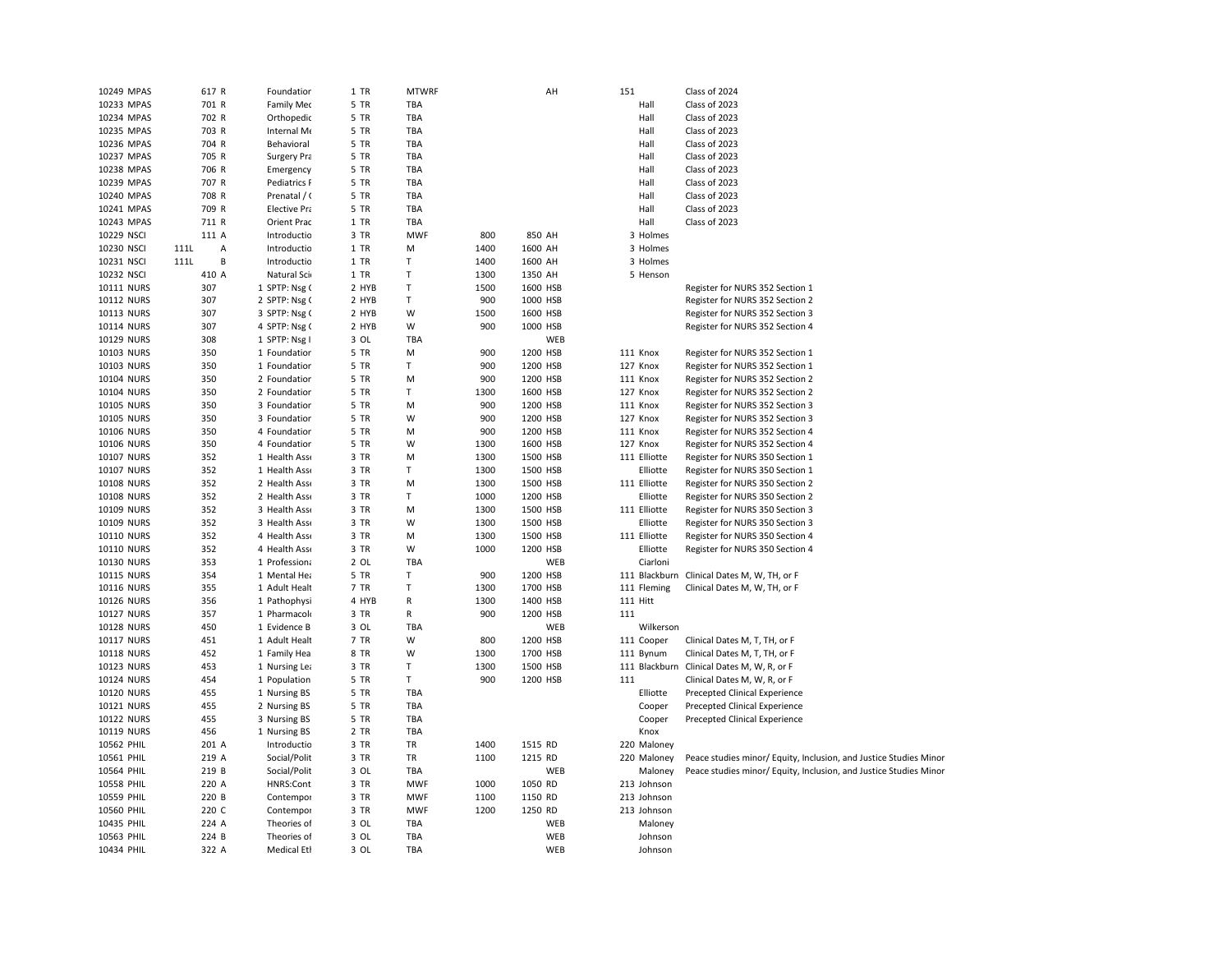| CRN | Subj | | Crse | Sec | Title | Cr | Type | Days | Start | End | Bldg | Room | Instructor | Notes |
|---|---|---|---|---|---|---|---|---|---|---|---|---|---|---|
| 10249 | MPAS | | 617 | R | Foundatior | 1 | TR | MTWRF | | | AH | 151 | | Class of 2024 |
| 10233 | MPAS | | 701 | R | Family Mec | 5 | TR | TBA | | | | | Hall | Class of 2023 |
| 10234 | MPAS | | 702 | R | Orthopedic | 5 | TR | TBA | | | | | Hall | Class of 2023 |
| 10235 | MPAS | | 703 | R | Internal Me | 5 | TR | TBA | | | | | Hall | Class of 2023 |
| 10236 | MPAS | | 704 | R | Behavioral | 5 | TR | TBA | | | | | Hall | Class of 2023 |
| 10237 | MPAS | | 705 | R | Surgery Pra | 5 | TR | TBA | | | | | Hall | Class of 2023 |
| 10238 | MPAS | | 706 | R | Emergency | 5 | TR | TBA | | | | | Hall | Class of 2023 |
| 10239 | MPAS | | 707 | R | Pediatrics F | 5 | TR | TBA | | | | | Hall | Class of 2023 |
| 10240 | MPAS | | 708 | R | Prenatal / ( | 5 | TR | TBA | | | | | Hall | Class of 2023 |
| 10241 | MPAS | | 709 | R | Elective Pra | 5 | TR | TBA | | | | | Hall | Class of 2023 |
| 10243 | MPAS | | 711 | R | Orient Prac | 1 | TR | TBA | | | | | Hall | Class of 2023 |
| 10229 | NSCI | | 111 | A | Introductio | 3 | TR | MWF | 800 | 850 | AH | 3 | Holmes | |
| 10230 | NSCI | 111L | | A | Introductio | 1 | TR | M | 1400 | 1600 | AH | 3 | Holmes | |
| 10231 | NSCI | 111L | | B | Introductio | 1 | TR | T | 1400 | 1600 | AH | 3 | Holmes | |
| 10232 | NSCI | | 410 | A | Natural Sci | 1 | TR | T | 1300 | 1350 | AH | 5 | Henson | |
| 10111 | NURS | | 307 | 1 | SPTP: Nsg ( | 2 | HYB | T | 1500 | 1600 | HSB | | | Register for NURS 352 Section 1 |
| 10112 | NURS | | 307 | 2 | SPTP: Nsg ( | 2 | HYB | T | 900 | 1000 | HSB | | | Register for NURS 352 Section 2 |
| 10113 | NURS | | 307 | 3 | SPTP: Nsg ( | 2 | HYB | W | 1500 | 1600 | HSB | | | Register for NURS 352 Section 3 |
| 10114 | NURS | | 307 | 4 | SPTP: Nsg ( | 2 | HYB | W | 900 | 1000 | HSB | | | Register for NURS 352 Section 4 |
| 10129 | NURS | | 308 | 1 | SPTP: Nsg I | 3 | OL | TBA | | | WEB | | | |
| 10103 | NURS | | 350 | 1 | Foundatior | 5 | TR | M | 900 | 1200 | HSB | 111 | Knox | Register for NURS 352 Section 1 |
| 10103 | NURS | | 350 | 1 | Foundatior | 5 | TR | T | 900 | 1200 | HSB | 127 | Knox | Register for NURS 352 Section 1 |
| 10104 | NURS | | 350 | 2 | Foundatior | 5 | TR | M | 900 | 1200 | HSB | 111 | Knox | Register for NURS 352 Section 2 |
| 10104 | NURS | | 350 | 2 | Foundatior | 5 | TR | T | 1300 | 1600 | HSB | 127 | Knox | Register for NURS 352 Section 2 |
| 10105 | NURS | | 350 | 3 | Foundatior | 5 | TR | M | 900 | 1200 | HSB | 111 | Knox | Register for NURS 352 Section 3 |
| 10105 | NURS | | 350 | 3 | Foundatior | 5 | TR | W | 900 | 1200 | HSB | 127 | Knox | Register for NURS 352 Section 3 |
| 10106 | NURS | | 350 | 4 | Foundatior | 5 | TR | M | 900 | 1200 | HSB | 111 | Knox | Register for NURS 352 Section 4 |
| 10106 | NURS | | 350 | 4 | Foundatior | 5 | TR | W | 1300 | 1600 | HSB | 127 | Knox | Register for NURS 352 Section 4 |
| 10107 | NURS | | 352 | 1 | Health Ass | 3 | TR | M | 1300 | 1500 | HSB | 111 | Elliotte | Register for NURS 350 Section 1 |
| 10107 | NURS | | 352 | 1 | Health Ass | 3 | TR | T | 1300 | 1500 | HSB | | Elliotte | Register for NURS 350 Section 1 |
| 10108 | NURS | | 352 | 2 | Health Ass | 3 | TR | M | 1300 | 1500 | HSB | 111 | Elliotte | Register for NURS 350 Section 2 |
| 10108 | NURS | | 352 | 2 | Health Ass | 3 | TR | T | 1000 | 1200 | HSB | | Elliotte | Register for NURS 350 Section 2 |
| 10109 | NURS | | 352 | 3 | Health Ass | 3 | TR | M | 1300 | 1500 | HSB | 111 | Elliotte | Register for NURS 350 Section 3 |
| 10109 | NURS | | 352 | 3 | Health Ass | 3 | TR | W | 1300 | 1500 | HSB | | Elliotte | Register for NURS 350 Section 3 |
| 10110 | NURS | | 352 | 4 | Health Ass | 3 | TR | M | 1300 | 1500 | HSB | 111 | Elliotte | Register for NURS 350 Section 4 |
| 10110 | NURS | | 352 | 4 | Health Ass | 3 | TR | W | 1000 | 1200 | HSB | | Elliotte | Register for NURS 350 Section 4 |
| 10130 | NURS | | 353 | 1 | Professiona | 2 | OL | TBA | | | WEB | | Ciarloni | |
| 10115 | NURS | | 354 | 1 | Mental Hea | 5 | TR | T | 900 | 1200 | HSB | 111 | Blackburn | Clinical Dates M, W, TH, or F |
| 10116 | NURS | | 355 | 1 | Adult Healt | 7 | TR | T | 1300 | 1700 | HSB | 111 | Fleming | Clinical Dates M, W, TH, or F |
| 10126 | NURS | | 356 | 1 | Pathophysi | 4 | HYB | R | 1300 | 1400 | HSB | 111 | Hitt | |
| 10127 | NURS | | 357 | 1 | Pharmacol | 3 | TR | R | 900 | 1200 | HSB | 111 | | |
| 10128 | NURS | | 450 | 1 | Evidence B | 3 | OL | TBA | | | WEB | | Wilkerson | |
| 10117 | NURS | | 451 | 1 | Adult Healt | 7 | TR | W | 800 | 1200 | HSB | 111 | Cooper | Clinical Dates M, T, TH, or F |
| 10118 | NURS | | 452 | 1 | Family Hea | 8 | TR | W | 1300 | 1700 | HSB | 111 | Bynum | Clinical Dates M, T, TH, or F |
| 10123 | NURS | | 453 | 1 | Nursing Lea | 3 | TR | T | 1300 | 1500 | HSB | 111 | Blackburn | Clinical Dates M, W, R, or F |
| 10124 | NURS | | 454 | 1 | Population | 5 | TR | T | 900 | 1200 | HSB | 111 | | Clinical Dates M, W, R, or F |
| 10120 | NURS | | 455 | 1 | Nursing BS | 5 | TR | TBA | | | | | Elliotte | Precepted Clinical Experience |
| 10121 | NURS | | 455 | 2 | Nursing BS | 5 | TR | TBA | | | | | Cooper | Precepted Clinical Experience |
| 10122 | NURS | | 455 | 3 | Nursing BS | 5 | TR | TBA | | | | | Cooper | Precepted Clinical Experience |
| 10119 | NURS | | 456 | 1 | Nursing BS | 2 | TR | TBA | | | | | Knox | |
| 10562 | PHIL | | 201 | A | Introductio | 3 | TR | TR | 1400 | 1515 | RD | 220 | Maloney | |
| 10561 | PHIL | | 219 | A | Social/Polit | 3 | TR | TR | 1100 | 1215 | RD | 220 | Maloney | Peace studies minor/ Equity, Inclusion, and Justice Studies Minor |
| 10564 | PHIL | | 219 | B | Social/Polit | 3 | OL | TBA | | | WEB | | Maloney | Peace studies minor/ Equity, Inclusion, and Justice Studies Minor |
| 10558 | PHIL | | 220 | A | HNRS:Cont | 3 | TR | MWF | 1000 | 1050 | RD | 213 | Johnson | |
| 10559 | PHIL | | 220 | B | Contempor | 3 | TR | MWF | 1100 | 1150 | RD | 213 | Johnson | |
| 10560 | PHIL | | 220 | C | Contempor | 3 | TR | MWF | 1200 | 1250 | RD | 213 | Johnson | |
| 10435 | PHIL | | 224 | A | Theories of | 3 | OL | TBA | | | WEB | | Maloney | |
| 10563 | PHIL | | 224 | B | Theories of | 3 | OL | TBA | | | WEB | | Johnson | |
| 10434 | PHIL | | 322 | A | Medical Etl | 3 | OL | TBA | | | WEB | | Johnson | |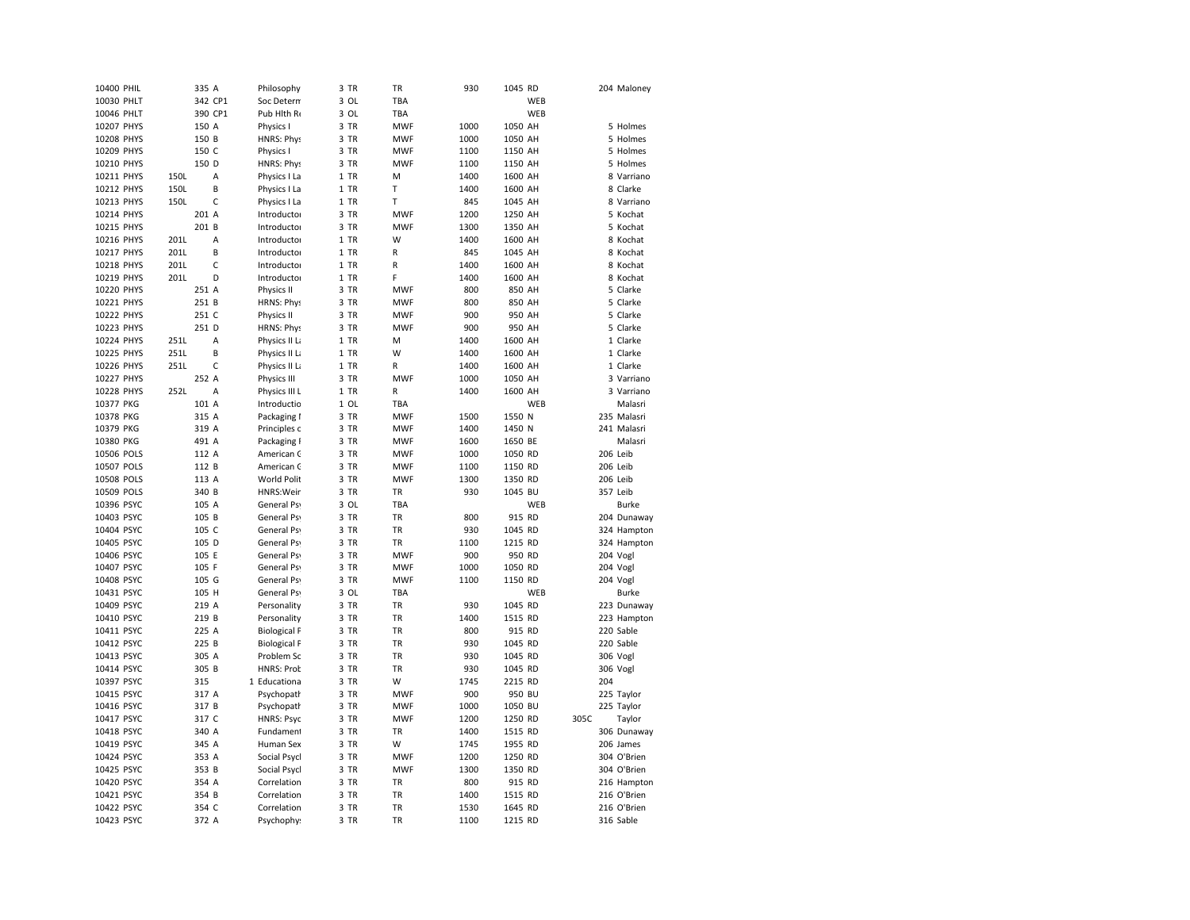| | | | | | | | | | | | | |
|---|---|---|---|---|---|---|---|---|---|---|---|---|
| 10400 | PHIL | | 335 | A | Philosophy | 3 | TR | TR | 930 | 1045 | RD | 204 | Maloney |
| 10030 | PHLT | | 342 | CP1 | Soc Determ | 3 | OL | TBA | | | WEB | | |
| 10046 | PHLT | | 390 | CP1 | Pub Hlth Re | 3 | OL | TBA | | | WEB | | |
| 10207 | PHYS | | 150 | A | Physics I | 3 | TR | MWF | 1000 | 1050 | AH | 5 | Holmes |
| 10208 | PHYS | | 150 | B | HNRS: Phys | 3 | TR | MWF | 1000 | 1050 | AH | 5 | Holmes |
| 10209 | PHYS | | 150 | C | Physics I | 3 | TR | MWF | 1100 | 1150 | AH | 5 | Holmes |
| 10210 | PHYS | | 150 | D | HNRS: Phys | 3 | TR | MWF | 1100 | 1150 | AH | 5 | Holmes |
| 10211 | PHYS | 150L | | A | Physics I La | 1 | TR | M | 1400 | 1600 | AH | 8 | Varriano |
| 10212 | PHYS | 150L | | B | Physics I La | 1 | TR | T | 1400 | 1600 | AH | 8 | Clarke |
| 10213 | PHYS | 150L | | C | Physics I La | 1 | TR | T | 845 | 1045 | AH | 8 | Varriano |
| 10214 | PHYS | | 201 | A | Introductor | 3 | TR | MWF | 1200 | 1250 | AH | 5 | Kochat |
| 10215 | PHYS | | 201 | B | Introductor | 3 | TR | MWF | 1300 | 1350 | AH | 5 | Kochat |
| 10216 | PHYS | 201L | | A | Introductor | 1 | TR | W | 1400 | 1600 | AH | 8 | Kochat |
| 10217 | PHYS | 201L | | B | Introductor | 1 | TR | R | 845 | 1045 | AH | 8 | Kochat |
| 10218 | PHYS | 201L | | C | Introductor | 1 | TR | R | 1400 | 1600 | AH | 8 | Kochat |
| 10219 | PHYS | 201L | | D | Introductor | 1 | TR | F | 1400 | 1600 | AH | 8 | Kochat |
| 10220 | PHYS | | 251 | A | Physics II | 3 | TR | MWF | 800 | 850 | AH | 5 | Clarke |
| 10221 | PHYS | | 251 | B | HRNS: Phys | 3 | TR | MWF | 800 | 850 | AH | 5 | Clarke |
| 10222 | PHYS | | 251 | C | Physics II | 3 | TR | MWF | 900 | 950 | AH | 5 | Clarke |
| 10223 | PHYS | | 251 | D | HRNS: Phys | 3 | TR | MWF | 900 | 950 | AH | 5 | Clarke |
| 10224 | PHYS | 251L | | A | Physics II La | 1 | TR | M | 1400 | 1600 | AH | 1 | Clarke |
| 10225 | PHYS | 251L | | B | Physics II La | 1 | TR | W | 1400 | 1600 | AH | 1 | Clarke |
| 10226 | PHYS | 251L | | C | Physics II La | 1 | TR | R | 1400 | 1600 | AH | 1 | Clarke |
| 10227 | PHYS | | 252 | A | Physics III | 3 | TR | MWF | 1000 | 1050 | AH | 3 | Varriano |
| 10228 | PHYS | 252L | | A | Physics III L | 1 | TR | R | 1400 | 1600 | AH | 3 | Varriano |
| 10377 | PKG | | 101 | A | Introductio | 1 | OL | TBA | | | WEB | | Malasri |
| 10378 | PKG | | 315 | A | Packaging I | 3 | TR | MWF | 1500 | 1550 | N | 235 | Malasri |
| 10379 | PKG | | 319 | A | Principles c | 3 | TR | MWF | 1400 | 1450 | N | 241 | Malasri |
| 10380 | PKG | | 491 | A | Packaging I | 3 | TR | MWF | 1600 | 1650 | BE | | Malasri |
| 10506 | POLS | | 112 | A | American G | 3 | TR | MWF | 1000 | 1050 | RD | 206 | Leib |
| 10507 | POLS | | 112 | B | American G | 3 | TR | MWF | 1100 | 1150 | RD | 206 | Leib |
| 10508 | POLS | | 113 | A | World Polit | 3 | TR | MWF | 1300 | 1350 | RD | 206 | Leib |
| 10509 | POLS | | 340 | B | HNRS:Weir | 3 | TR | TR | 930 | 1045 | BU | 357 | Leib |
| 10396 | PSYC | | 105 | A | General Psy | 3 | OL | TBA | | | WEB | | Burke |
| 10403 | PSYC | | 105 | B | General Psy | 3 | TR | TR | 800 | 915 | RD | 204 | Dunaway |
| 10404 | PSYC | | 105 | C | General Psy | 3 | TR | TR | 930 | 1045 | RD | 324 | Hampton |
| 10405 | PSYC | | 105 | D | General Psy | 3 | TR | TR | 1100 | 1215 | RD | 324 | Hampton |
| 10406 | PSYC | | 105 | E | General Psy | 3 | TR | MWF | 900 | 950 | RD | 204 | Vogl |
| 10407 | PSYC | | 105 | F | General Psy | 3 | TR | MWF | 1000 | 1050 | RD | 204 | Vogl |
| 10408 | PSYC | | 105 | G | General Psy | 3 | TR | MWF | 1100 | 1150 | RD | 204 | Vogl |
| 10431 | PSYC | | 105 | H | General Psy | 3 | OL | TBA | | | WEB | | Burke |
| 10409 | PSYC | | 219 | A | Personality | 3 | TR | TR | 930 | 1045 | RD | 223 | Dunaway |
| 10410 | PSYC | | 219 | B | Personality | 3 | TR | TR | 1400 | 1515 | RD | 223 | Hampton |
| 10411 | PSYC | | 225 | A | Biological P | 3 | TR | TR | 800 | 915 | RD | 220 | Sable |
| 10412 | PSYC | | 225 | B | Biological P | 3 | TR | TR | 930 | 1045 | RD | 220 | Sable |
| 10413 | PSYC | | 305 | A | Problem Sc | 3 | TR | TR | 930 | 1045 | RD | 306 | Vogl |
| 10414 | PSYC | | 305 | B | HNRS: Prob | 3 | TR | TR | 930 | 1045 | RD | 306 | Vogl |
| 10397 | PSYC | | 315 | 1 | Educationa | 3 | TR | W | 1745 | 2215 | RD | 204 | |
| 10415 | PSYC | | 317 | A | Psychopath | 3 | TR | MWF | 900 | 950 | BU | 225 | Taylor |
| 10416 | PSYC | | 317 | B | Psychopath | 3 | TR | MWF | 1000 | 1050 | BU | 225 | Taylor |
| 10417 | PSYC | | 317 | C | HNRS: Psyc | 3 | TR | MWF | 1200 | 1250 | RD | 305C | Taylor |
| 10418 | PSYC | | 340 | A | Fundament | 3 | TR | TR | 1400 | 1515 | RD | 306 | Dunaway |
| 10419 | PSYC | | 345 | A | Human Sex | 3 | TR | W | 1745 | 1955 | RD | 206 | James |
| 10424 | PSYC | | 353 | A | Social Psycl | 3 | TR | MWF | 1200 | 1250 | RD | 304 | O'Brien |
| 10425 | PSYC | | 353 | B | Social Psycl | 3 | TR | MWF | 1300 | 1350 | RD | 304 | O'Brien |
| 10420 | PSYC | | 354 | A | Correlation | 3 | TR | TR | 800 | 915 | RD | 216 | Hampton |
| 10421 | PSYC | | 354 | B | Correlation | 3 | TR | TR | 1400 | 1515 | RD | 216 | O'Brien |
| 10422 | PSYC | | 354 | C | Correlation | 3 | TR | TR | 1530 | 1645 | RD | 216 | O'Brien |
| 10423 | PSYC | | 372 | A | Psychophys | 3 | TR | TR | 1100 | 1215 | RD | 316 | Sable |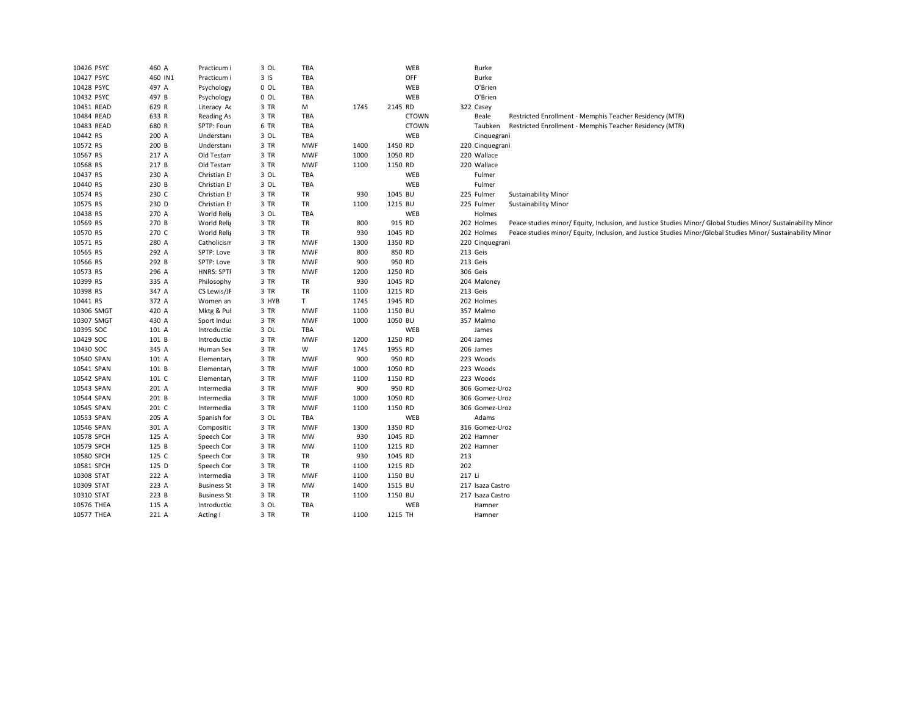| | | | | | | | | | | | | |
|---|---|---|---|---|---|---|---|---|---|---|---|---|
| 10426 | PSYC | 460 A | Practicum i | 3 | OL | TBA | | | WEB | | Burke | |
| 10427 | PSYC | 460 IN1 | Practicum i | 3 | IS | TBA | | | OFF | | Burke | |
| 10428 | PSYC | 497 A | Psychology | 0 | OL | TBA | | | WEB | | O'Brien | |
| 10432 | PSYC | 497 B | Psychology | 0 | OL | TBA | | | WEB | | O'Brien | |
| 10451 | READ | 629 R | Literacy Ac | 3 | TR | M | 1745 | 2145 | RD | 322 | Casey | |
| 10484 | READ | 633 R | Reading As | 3 | TR | TBA | | | CTOWN | | Beale | Restricted Enrollment - Memphis Teacher Residency (MTR) |
| 10483 | READ | 680 R | SPTP: Foun | 6 | TR | TBA | | | CTOWN | | Taubken | Restricted Enrollment - Memphis Teacher Residency (MTR) |
| 10442 | RS | 200 A | Understanc | 3 | OL | TBA | | | WEB | | Cinquegrani | |
| 10572 | RS | 200 B | Understanc | 3 | TR | MWF | 1400 | 1450 | RD | 220 | Cinquegrani | |
| 10567 | RS | 217 A | Old Testam | 3 | TR | MWF | 1000 | 1050 | RD | 220 | Wallace | |
| 10568 | RS | 217 B | Old Testam | 3 | TR | MWF | 1100 | 1150 | RD | 220 | Wallace | |
| 10437 | RS | 230 A | Christian Et | 3 | OL | TBA | | | WEB | | Fulmer | |
| 10440 | RS | 230 B | Christian Et | 3 | OL | TBA | | | WEB | | Fulmer | |
| 10574 | RS | 230 C | Christian Et | 3 | TR | TR | 930 | 1045 | BU | 225 | Fulmer | Sustainability Minor |
| 10575 | RS | 230 D | Christian Et | 3 | TR | TR | 1100 | 1215 | BU | 225 | Fulmer | Sustainability Minor |
| 10438 | RS | 270 A | World Relig | 3 | OL | TBA | | | WEB | | Holmes | |
| 10569 | RS | 270 B | World Relig | 3 | TR | TR | 800 | 915 | RD | 202 | Holmes | Peace studies minor/ Equity, Inclusion, and Justice Studies Minor/ Global Studies Minor/ Sustainability Minor |
| 10570 | RS | 270 C | World Relig | 3 | TR | TR | 930 | 1045 | RD | 202 | Holmes | Peace studies minor/ Equity, Inclusion, and Justice Studies Minor/Global Studies Minor/ Sustainability Minor |
| 10571 | RS | 280 A | Catholicism | 3 | TR | MWF | 1300 | 1350 | RD | 220 | Cinquegrani | |
| 10565 | RS | 292 A | SPTP: Love | 3 | TR | MWF | 800 | 850 | RD | 213 | Geis | |
| 10566 | RS | 292 B | SPTP: Love | 3 | TR | MWF | 900 | 950 | RD | 213 | Geis | |
| 10573 | RS | 296 A | HNRS: SPTI | 3 | TR | MWF | 1200 | 1250 | RD | 306 | Geis | |
| 10399 | RS | 335 A | Philosophy | 3 | TR | TR | 930 | 1045 | RD | 204 | Maloney | |
| 10398 | RS | 347 A | CS Lewis/JF | 3 | TR | TR | 1100 | 1215 | RD | 213 | Geis | |
| 10441 | RS | 372 A | Women an | 3 | HYB | T | 1745 | 1945 | RD | 202 | Holmes | |
| 10306 | SMGT | 420 A | Mktg & Pul | 3 | TR | MWF | 1100 | 1150 | BU | 357 | Malmo | |
| 10307 | SMGT | 430 A | Sport Indus | 3 | TR | MWF | 1000 | 1050 | BU | 357 | Malmo | |
| 10395 | SOC | 101 A | Introductio | 3 | OL | TBA | | | WEB | | James | |
| 10429 | SOC | 101 B | Introductio | 3 | TR | MWF | 1200 | 1250 | RD | 204 | James | |
| 10430 | SOC | 345 A | Human Sex | 3 | TR | W | 1745 | 1955 | RD | 206 | James | |
| 10540 | SPAN | 101 A | Elementary | 3 | TR | MWF | 900 | 950 | RD | 223 | Woods | |
| 10541 | SPAN | 101 B | Elementary | 3 | TR | MWF | 1000 | 1050 | RD | 223 | Woods | |
| 10542 | SPAN | 101 C | Elementary | 3 | TR | MWF | 1100 | 1150 | RD | 223 | Woods | |
| 10543 | SPAN | 201 A | Intermedia | 3 | TR | MWF | 900 | 950 | RD | 306 | Gomez-Uroz | |
| 10544 | SPAN | 201 B | Intermedia | 3 | TR | MWF | 1000 | 1050 | RD | 306 | Gomez-Uroz | |
| 10545 | SPAN | 201 C | Intermedia | 3 | TR | MWF | 1100 | 1150 | RD | 306 | Gomez-Uroz | |
| 10553 | SPAN | 205 A | Spanish for | 3 | OL | TBA | | | WEB | | Adams | |
| 10546 | SPAN | 301 A | Compositic | 3 | TR | MWF | 1300 | 1350 | RD | 316 | Gomez-Uroz | |
| 10578 | SPCH | 125 A | Speech Cor | 3 | TR | MW | 930 | 1045 | RD | 202 | Hamner | |
| 10579 | SPCH | 125 B | Speech Cor | 3 | TR | MW | 1100 | 1215 | RD | 202 | Hamner | |
| 10580 | SPCH | 125 C | Speech Cor | 3 | TR | TR | 930 | 1045 | RD | 213 | | |
| 10581 | SPCH | 125 D | Speech Cor | 3 | TR | TR | 1100 | 1215 | RD | 202 | | |
| 10308 | STAT | 222 A | Intermedia | 3 | TR | MWF | 1100 | 1150 | BU | 217 | Li | |
| 10309 | STAT | 223 A | Business St | 3 | TR | MW | 1400 | 1515 | BU | 217 | Isaza Castro | |
| 10310 | STAT | 223 B | Business St | 3 | TR | TR | 1100 | 1150 | BU | 217 | Isaza Castro | |
| 10576 | THEA | 115 A | Introductio | 3 | OL | TBA | | | WEB | | Hamner | |
| 10577 | THEA | 221 A | Acting I | 3 | TR | TR | 1100 | 1215 | TH | | Hamner | |